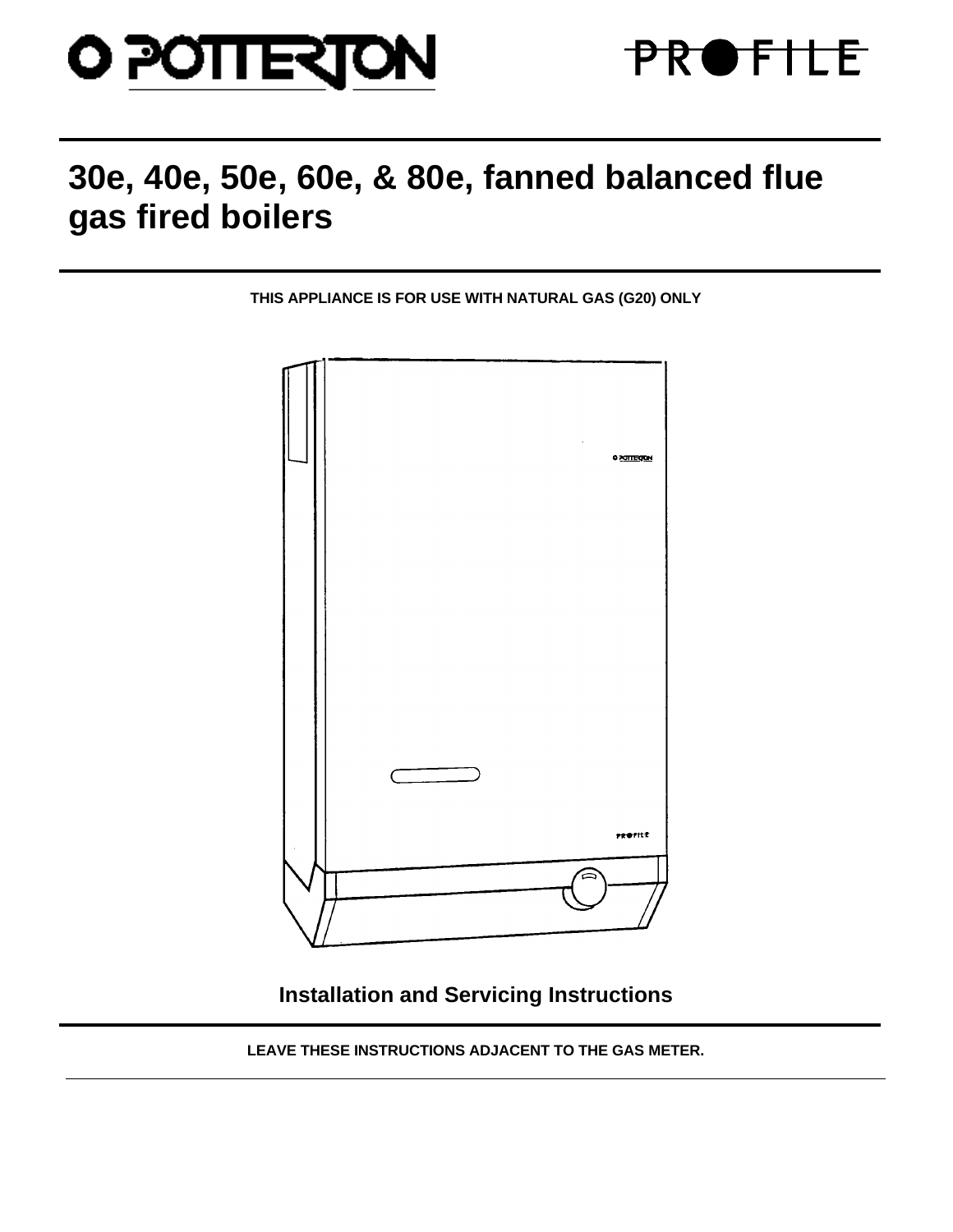POTTERTON

PROFILE

# 30e, 40e, 50e, 60e, & 80e, fanned balanced flue gas fired boilers

**THIS APPLIANCE IS FOR USE WITH NATURAL GAS (G20) ONLY**

## Installation and Servicing Instructions

**LEAVE THESE INSTRUCTIONS ADJACENT TO THE GAS METER.**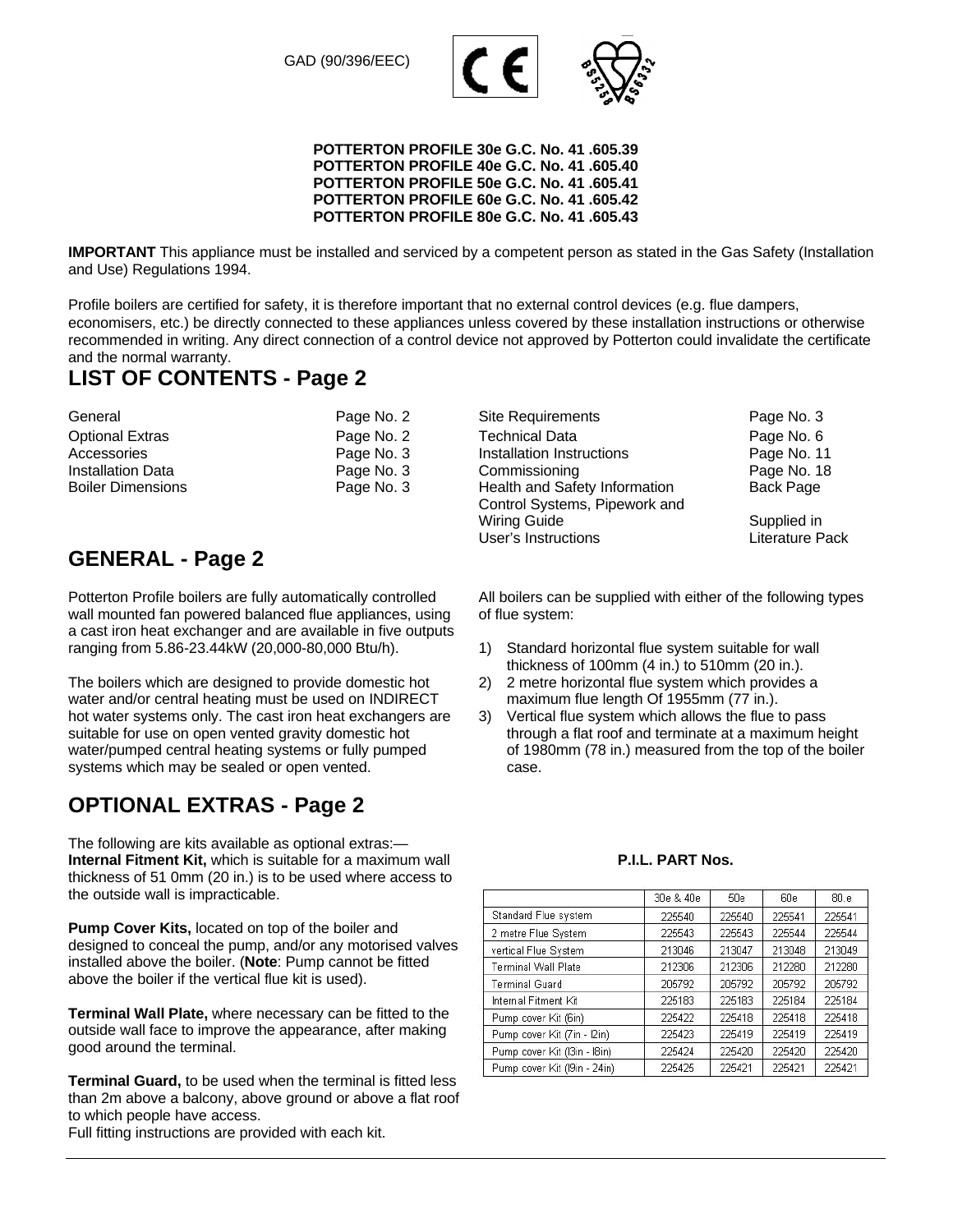GAD (90/396/EEC)

**POTTERTON PROFILE 30e G.C. No. 41 .605.39**
**POTTERTON PROFILE 40e G.C. No. 41 .605.40**
**POTTERTON PROFILE 50e G.C. No. 41 .605.41**
**POTTERTON PROFILE 60e G.C. No. 41 .605.42**
**POTTERTON PROFILE 80e G.C. No. 41 .605.43**

**IMPORTANT** This appliance must be installed and serviced by a competent person as stated in the Gas Safety (Installation and Use) Regulations 1994.

Profile boilers are certified for safety, it is therefore important that no external control devices (e.g. flue dampers, economisers, etc.) be directly connected to these appliances unless covered by these installation instructions or otherwise recommended in writing. Any direct connection of a control device not approved by Potterton could invalidate the certificate and the normal warranty.

## LIST OF CONTENTS - Page 2

| | |
|---|---|
| General | Page No. 2 |
| Optional Extras | Page No. 2 |
| Accessories | Page No. 3 |
| Installation Data | Page No. 3 |
| Boiler Dimensions | Page No. 3 |
| Site Requirements | Page No. 3 |
| Technical Data | Page No. 6 |
| Installation Instructions | Page No. 11 |
| Commissioning | Page No. 18 |
| Health and Safety Information | Back Page |
| Control Systems, Pipework and Wiring Guide | Supplied in |
| User's Instructions | Literature Pack |

## GENERAL - Page 2

Potterton Profile boilers are fully automatically controlled wall mounted fan powered balanced flue appliances, using a cast iron heat exchanger and are available in five outputs ranging from 5.86-23.44kW (20,000-80,000 Btu/h).

The boilers which are designed to provide domestic hot water and/or central heating must be used on INDIRECT hot water systems only. The cast iron heat exchangers are suitable for use on open vented gravity domestic hot water/pumped central heating systems or fully pumped systems which may be sealed or open vented.

All boilers can be supplied with either of the following types of flue system:

1) Standard horizontal flue system suitable for wall thickness of 100mm (4 in.) to 510mm (20 in.).
2) 2 metre horizontal flue system which provides a maximum flue length Of 1955mm (77 in.).
3) Vertical flue system which allows the flue to pass through a flat roof and terminate at a maximum height of 1980mm (78 in.) measured from the top of the boiler case.

## OPTIONAL EXTRAS - Page 2

The following are kits available as optional extras:—
**Internal Fitment Kit,** which is suitable for a maximum wall thickness of 51 0mm (20 in.) is to be used where access to the outside wall is impracticable.

**Pump Cover Kits,** located on top of the boiler and designed to conceal the pump, and/or any motorised valves installed above the boiler. (**Note**: Pump cannot be fitted above the boiler if the vertical flue kit is used).

**Terminal Wall Plate,** where necessary can be fitted to the outside wall face to improve the appearance, after making good around the terminal.

**Terminal Guard,** to be used when the terminal is fitted less than 2m above a balcony, above ground or above a flat roof to which people have access.
Full fitting instructions are provided with each kit.

**P.I.L. PART Nos.**

| | 30e & 40e | 50e | 60e | 80.e |
|---|---|---|---|---|
| Standard Flue system | 225540 | 225540 | 225541 | 225541 |
| 2 metre Flue System | 225543 | 225543 | 225544 | 225544 |
| vertical Flue System | 213046 | 213047 | 213048 | 213049 |
| Terminal Wall Plate | 212306 | 212306 | 212280 | 212280 |
| Terminal Guard | 205792 | 205792 | 205792 | 205792 |
| Internal Fitment Kit | 225183 | 225183 | 225184 | 225184 |
| Pump cover Kit (6in) | 225422 | 225418 | 225418 | 225418 |
| Pump cover Kit (7in - l2in) | 225423 | 225419 | 225419 | 225419 |
| Pump cover Kit (l3in - l8in) | 225424 | 225420 | 225420 | 225420 |
| Pump cover Kit (l9in - 24in) | 225425 | 225421 | 225421 | 225421 |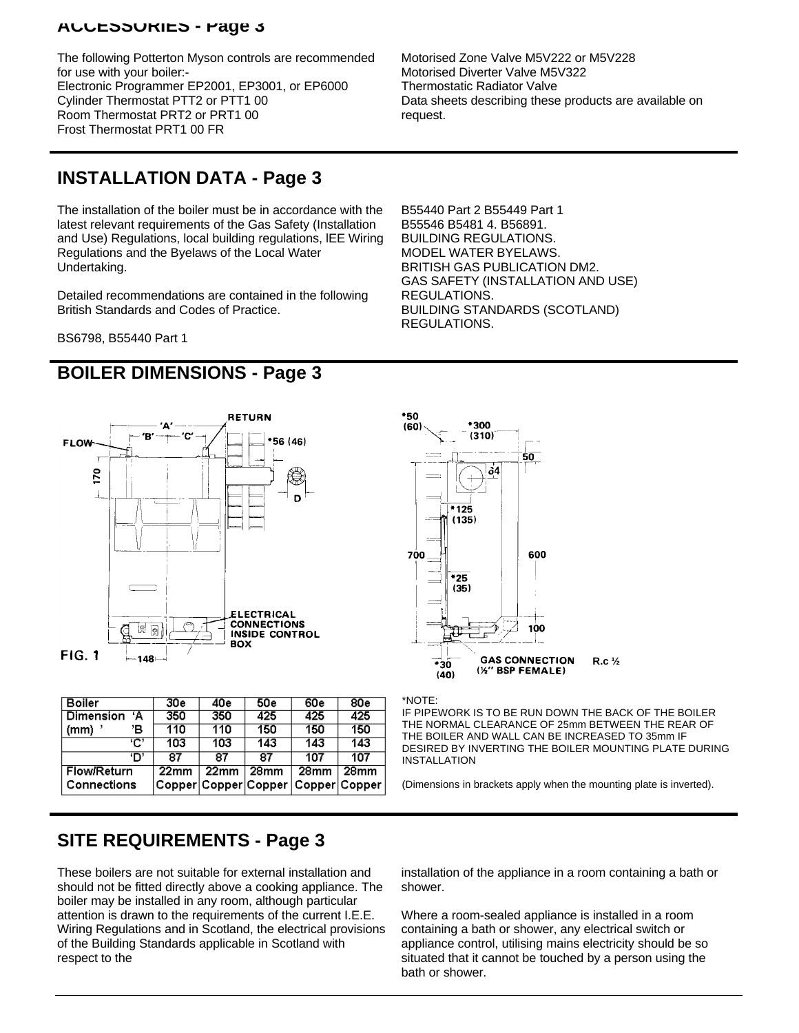## ACCESSORIES - Page 3

The following Potterton Myson controls are recommended for use with your boiler:-
Electronic Programmer EP2001, EP3001, or EP6000
Cylinder Thermostat PTT2 or PTT1 00
Room Thermostat PRT2 or PRT1 00
Frost Thermostat PRT1 00 FR
Motorised Zone Valve M5V222 or M5V228
Motorised Diverter Valve M5V322
Thermostatic Radiator Valve
Data sheets describing these products are available on request.

## INSTALLATION DATA - Page 3

The installation of the boiler must be in accordance with the latest relevant requirements of the Gas Safety (Installation and Use) Regulations, local building regulations, IEE Wiring Regulations and the Byelaws of the Local Water Undertaking.

Detailed recommendations are contained in the following British Standards and Codes of Practice.

BS6798, B55440 Part 1
B55440 Part 2 B55449 Part 1
B55546 B5481 4. B56891.
BUILDING REGULATIONS.
MODEL WATER BYELAWS.
BRITISH GAS PUBLICATION DM2.
GAS SAFETY (INSTALLATION AND USE) REGULATIONS.
BUILDING STANDARDS (SCOTLAND) REGULATIONS.

## BOILER DIMENSIONS - Page 3

FIG. 1

| Boiler | 30e | 40e | 50e | 60e | 80e |
|---|---|---|---|---|---|
| Dimension 'A' (mm) | 350 | 350 | 425 | 425 | 425 |
| 'B' | 110 | 110 | 150 | 150 | 150 |
| 'C' | 103 | 103 | 143 | 143 | 143 |
| 'D' | 87 | 87 | 87 | 107 | 107 |
| Flow/Return Connections | 22mm Copper | 22mm Copper | 28mm Copper | 28mm Copper | 28mm Copper |

GAS CONNECTION (½" BSP FEMALE) R.c ½

*NOTE:
IF PIPEWORK IS TO BE RUN DOWN THE BACK OF THE BOILER THE NORMAL CLEARANCE OF 25mm BETWEEN THE REAR OF THE BOILER AND WALL CAN BE INCREASED TO 35mm IF DESIRED BY INVERTING THE BOILER MOUNTING PLATE DURING INSTALLATION

(Dimensions in brackets apply when the mounting plate is inverted).

## SITE REQUIREMENTS - Page 3

These boilers are not suitable for external installation and should not be fitted directly above a cooking appliance. The boiler may be installed in any room, although particular attention is drawn to the requirements of the current I.E.E. Wiring Regulations and in Scotland, the electrical provisions of the Building Standards applicable in Scotland with respect to the installation of the appliance in a room containing a bath or shower.

Where a room-sealed appliance is installed in a room containing a bath or shower, any electrical switch or appliance control, utilising mains electricity should be so situated that it cannot be touched by a person using the bath or shower.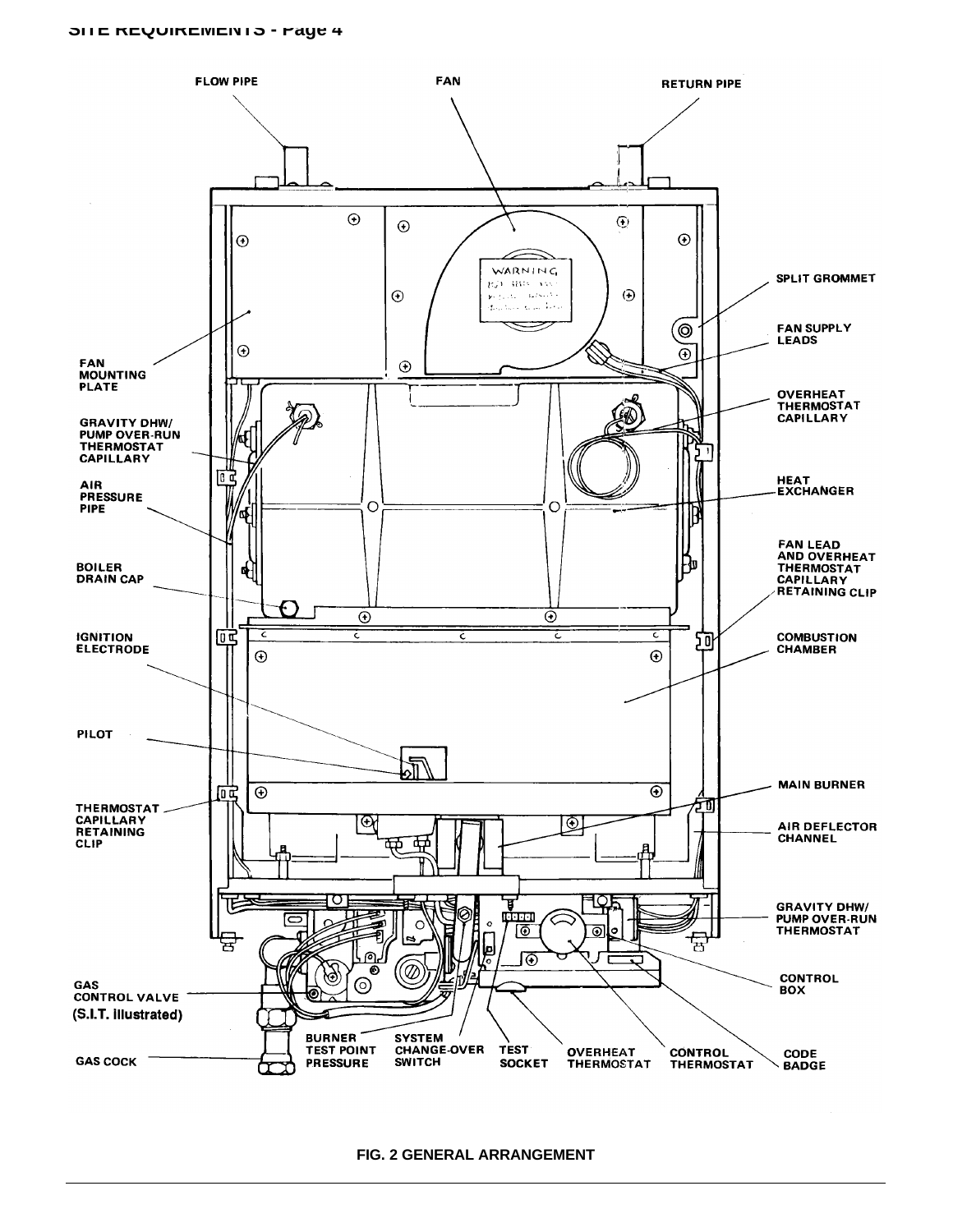FLOW PIPE

FAN

RETURN PIPE

SPLIT GROMMET

FAN SUPPLY LEADS

FAN MOUNTING PLATE

OVERHEAT THERMOSTAT CAPILLARY

GRAVITY DHW/ PUMP OVER-RUN THERMOSTAT CAPILLARY

AIR PRESSURE PIPE

HEAT EXCHANGER

FAN LEAD AND OVERHEAT THERMOSTAT CAPILLARY RETAINING CLIP

BOILER DRAIN CAP

IGNITION ELECTRODE

COMBUSTION CHAMBER

PILOT

MAIN BURNER

THERMOSTAT CAPILLARY RETAINING CLIP

AIR DEFLECTOR CHANNEL

GRAVITY DHW/ PUMP OVER-RUN THERMOSTAT

CONTROL BOX

GAS CONTROL VALVE (S.I.T. illustrated)

GAS COCK

BURNER TEST POINT PRESSURE

SYSTEM CHANGE-OVER SWITCH

TEST SOCKET

OVERHEAT THERMOSTAT

CONTROL THERMOSTAT

CODE BADGE

**FIG. 2 GENERAL ARRANGEMENT**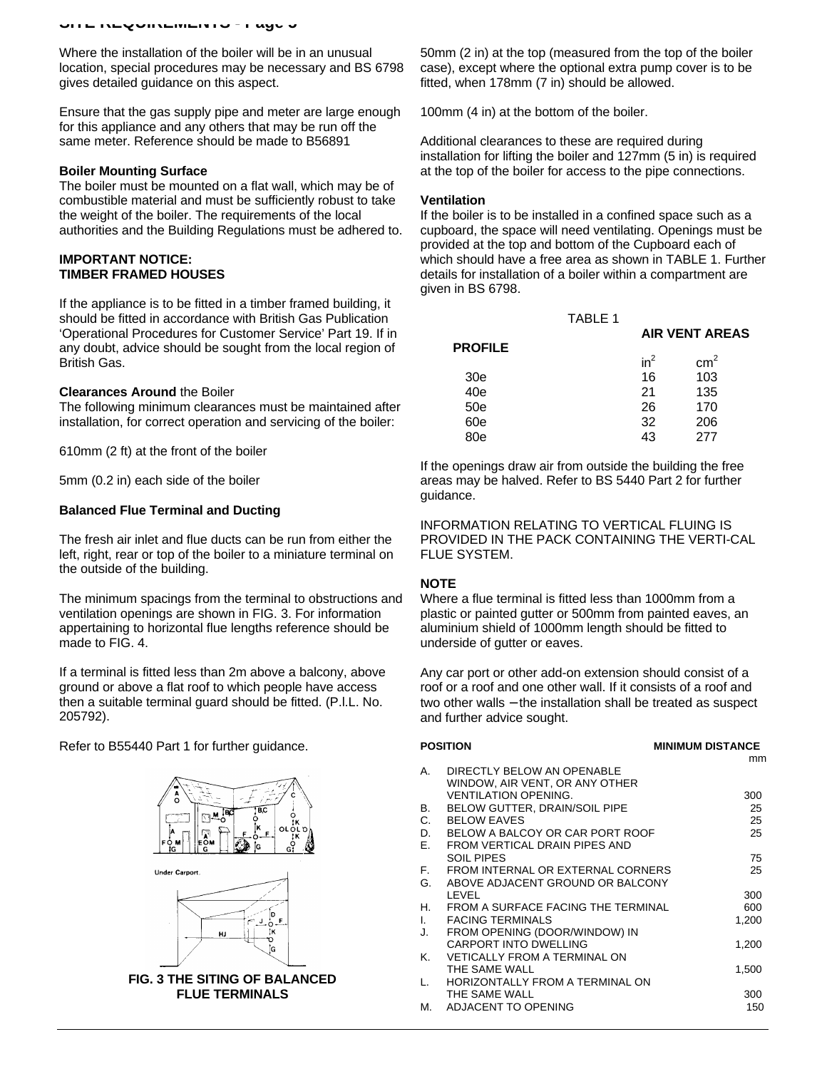Where the installation of the boiler will be in an unusual location, special procedures may be necessary and BS 6798 gives detailed guidance on this aspect.

Ensure that the gas supply pipe and meter are large enough for this appliance and any others that may be run off the same meter. Reference should be made to B56891

**Boiler Mounting Surface**

The boiler must be mounted on a flat wall, which may be of combustible material and must be sufficiently robust to take the weight of the boiler. The requirements of the local authorities and the Building Regulations must be adhered to.

**IMPORTANT NOTICE:**
**TIMBER FRAMED HOUSES**

If the appliance is to be fitted in a timber framed building, it should be fitted in accordance with British Gas Publication 'Operational Procedures for Customer Service' Part 19. If in any doubt, advice should be sought from the local region of British Gas.

**Clearances Around** the Boiler

The following minimum clearances must be maintained after installation, for correct operation and servicing of the boiler:

610mm (2 ft) at the front of the boiler

5mm (0.2 in) each side of the boiler

**Balanced Flue Terminal and Ducting**

The fresh air inlet and flue ducts can be run from either the left, right, rear or top of the boiler to a miniature terminal on the outside of the building.

The minimum spacings from the terminal to obstructions and ventilation openings are shown in FIG. 3. For information appertaining to horizontal flue lengths reference should be made to FIG. 4.

If a terminal is fitted less than 2m above a balcony, above ground or above a flat roof to which people have access then a suitable terminal guard should be fitted. (P.l.L. No. 205792).

Refer to B55440 Part 1 for further guidance.

**FIG. 3 THE SITING OF BALANCED FLUE TERMINALS**

50mm (2 in) at the top (measured from the top of the boiler case), except where the optional extra pump cover is to be fitted, when 178mm (7 in) should be allowed.

100mm (4 in) at the bottom of the boiler.

Additional clearances to these are required during installation for lifting the boiler and 127mm (5 in) is required at the top of the boiler for access to the pipe connections.

**Ventilation**

If the boiler is to be installed in a confined space such as a cupboard, the space will need ventilating. Openings must be provided at the top and bottom of the Cupboard each of which should have a free area as shown in TABLE 1. Further details for installation of a boiler within a compartment are given in BS 6798.

TABLE 1

| PROFILE | AIR VENT AREAS | |
|---|---|---|
| | $in^2$ | $cm^2$ |
| 30e | 16 | 103 |
| 40e | 21 | 135 |
| 50e | 26 | 170 |
| 60e | 32 | 206 |
| 80e | 43 | 277 |

If the openings draw air from outside the building the free areas may be halved. Refer to BS 5440 Part 2 for further guidance.

INFORMATION RELATING TO VERTICAL FLUING IS PROVIDED IN THE PACK CONTAINING THE VERTI-CAL FLUE SYSTEM.

**NOTE**

Where a flue terminal is fitted less than 1000mm from a plastic or painted gutter or 500mm from painted eaves, an aluminium shield of 1000mm length should be fitted to underside of gutter or eaves.

Any car port or other add-on extension should consist of a roof or a roof and one other wall. If it consists of a roof and two other walls – the installation shall be treated as suspect and further advice sought.

| | POSITION | MINIMUM DISTANCE mm |
|---|---|---|
| A. | DIRECTLY BELOW AN OPENABLE WINDOW, AIR VENT, OR ANY OTHER VENTILATION OPENING. | 300 |
| B. | BELOW GUTTER, DRAIN/SOIL PIPE | 25 |
| C. | BELOW EAVES | 25 |
| D. | BELOW A BALCOY OR CAR PORT ROOF | 25 |
| E. | FROM VERTICAL DRAIN PIPES AND SOIL PIPES | 75 |
| F. | FROM INTERNAL OR EXTERNAL CORNERS | 25 |
| G. | ABOVE ADJACENT GROUND OR BALCONY LEVEL | 300 |
| H. | FROM A SURFACE FACING THE TERMINAL | 600 |
| I. | FACING TERMINALS | 1,200 |
| J. | FROM OPENING (DOOR/WINDOW) IN CARPORT INTO DWELLING | 1,200 |
| K. | VETICALLY FROM A TERMINAL ON THE SAME WALL | 1,500 |
| L. | HORIZONTALLY FROM A TERMINAL ON THE SAME WALL | 300 |
| M. | ADJACENT TO OPENING | 150 |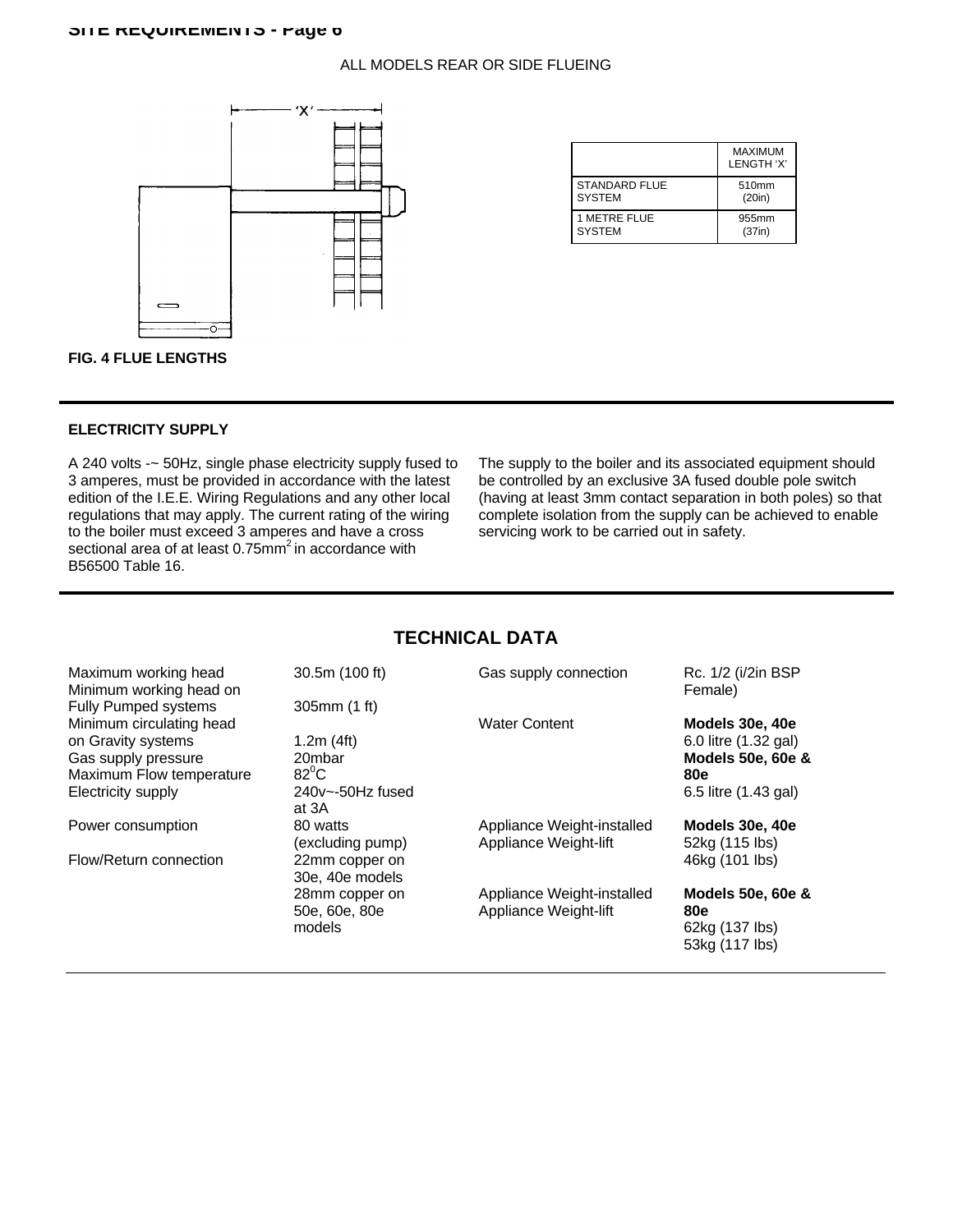ALL MODELS REAR OR SIDE FLUEING

|  | MAXIMUM LENGTH 'X' |
|---|---|
| STANDARD FLUE SYSTEM | 510mm (20in) |
| 1 METRE FLUE SYSTEM | 955mm (37in) |

**FIG. 4 FLUE LENGTHS**

### ELECTRICITY SUPPLY

A 240 volts -~ 50Hz, single phase electricity supply fused to 3 amperes, must be provided in accordance with the latest edition of the I.E.E. Wiring Regulations and any other local regulations that may apply. The current rating of the wiring to the boiler must exceed 3 amperes and have a cross sectional area of at least 0.75mm$^2$ in accordance with B56500 Table 16.

The supply to the boiler and its associated equipment should be controlled by an exclusive 3A fused double pole switch (having at least 3mm contact separation in both poles) so that complete isolation from the supply can be achieved to enable servicing work to be carried out in safety.

## TECHNICAL DATA

| | |
|---|---|
| Maximum working head | 30.5m (100 ft) |
| Minimum working head on Fully Pumped systems | 305mm (1 ft) |
| Minimum circulating head on Gravity systems | 1.2m (4ft) |
| Gas supply pressure | 20mbar |
| Maximum Flow temperature | 82$^0$C |
| Electricity supply | 240v~-50Hz fused at 3A |
| Power consumption | 80 watts (excluding pump) |
| Flow/Return connection | 22mm copper on 30e, 40e models<br>28mm copper on 50e, 60e, 80e models |
| Gas supply connection | Rc. 1/2 (i/2in BSP Female) |
| Water Content | **Models 30e, 40e** 6.0 litre (1.32 gal)<br>**Models 50e, 60e & 80e** 6.5 litre (1.43 gal) |
| Appliance Weight-installed<br>Appliance Weight-lift | **Models 30e, 40e**<br>52kg (115 lbs)<br>46kg (101 lbs) |
| Appliance Weight-installed<br>Appliance Weight-lift | **Models 50e, 60e & 80e**<br>62kg (137 lbs)<br>53kg (117 lbs) |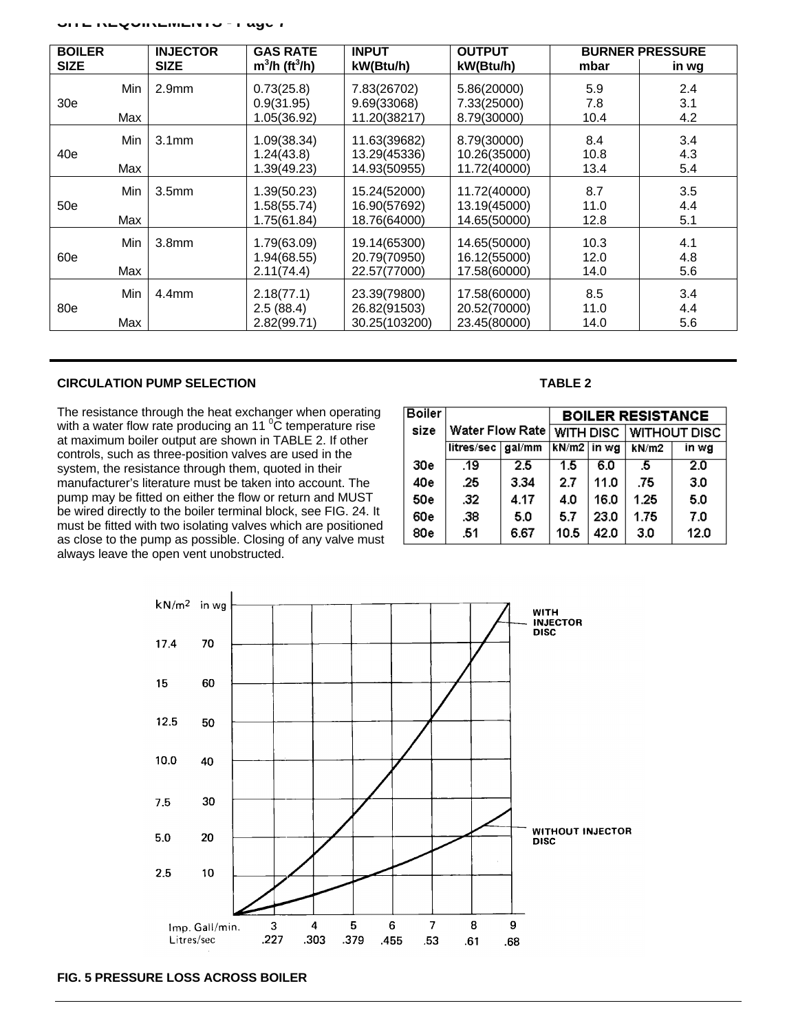| BOILER SIZE | | INJECTOR SIZE | GAS RATE $m^3/h$ ($ft^3/h$) | INPUT kW(Btu/h) | OUTPUT kW(Btu/h) | BURNER PRESSURE mbar | in wg |
|---|---|---|---|---|---|---|---|
| | Min | 2.9mm | 0.73(25.8) | 7.83(26702) | 5.86(20000) | 5.9 | 2.4 |
| 30e | | | 0.9(31.95) | 9.69(33068) | 7.33(25000) | 7.8 | 3.1 |
| | Max | | 1.05(36.92) | 11.20(38217) | 8.79(30000) | 10.4 | 4.2 |
| | Min | 3.1mm | 1.09(38.34) | 11.63(39682) | 8.79(30000) | 8.4 | 3.4 |
| 40e | | | 1.24(43.8) | 13.29(45336) | 10.26(35000) | 10.8 | 4.3 |
| | Max | | 1.39(49.23) | 14.93(50955) | 11.72(40000) | 13.4 | 5.4 |
| | Min | 3.5mm | 1.39(50.23) | 15.24(52000) | 11.72(40000) | 8.7 | 3.5 |
| 50e | | | 1.58(55.74) | 16.90(57692) | 13.19(45000) | 11.0 | 4.4 |
| | Max | | 1.75(61.84) | 18.76(64000) | 14.65(50000) | 12.8 | 5.1 |
| | Min | 3.8mm | 1.79(63.09) | 19.14(65300) | 14.65(50000) | 10.3 | 4.1 |
| 60e | | | 1.94(68.55) | 20.79(70950) | 16.12(55000) | 12.0 | 4.8 |
| | Max | | 2.11(74.4) | 22.57(77000) | 17.58(60000) | 14.0 | 5.6 |
| | Min | 4.4mm | 2.18(77.1) | 23.39(79800) | 17.58(60000) | 8.5 | 3.4 |
| 80e | | | 2.5 (88.4) | 26.82(91503) | 20.52(70000) | 11.0 | 4.4 |
| | Max | | 2.82(99.71) | 30.25(103200) | 23.45(80000) | 14.0 | 5.6 |

**CIRCULATION PUMP SELECTION**

The resistance through the heat exchanger when operating with a water flow rate producing an 11 °C temperature rise at maximum boiler output are shown in TABLE 2. If other controls, such as three-position valves are used in the system, the resistance through them, quoted in their manufacturer's literature must be taken into account. The pump may be fitted on either the flow or return and MUST be wired directly to the boiler terminal block, see FIG. 24. It must be fitted with two isolating valves which are positioned as close to the pump as possible. Closing of any valve must always leave the open vent unobstructed.

**TABLE 2**

| Boiler size | Water Flow Rate | | BOILER RESISTANCE WITH DISC | | WITHOUT DISC | |
|---|---|---|---|---|---|---|
| | litres/sec | gal/mm | kN/m2 | in wg | kN/m2 | in wg |
| 30e | .19 | 2.5 | 1.5 | 6.0 | .5 | 2.0 |
| 40e | .25 | 3.34 | 2.7 | 11.0 | .75 | 3.0 |
| 50e | .32 | 4.17 | 4.0 | 16.0 | 1.25 | 5.0 |
| 60e | .38 | 5.0 | 5.7 | 23.0 | 1.75 | 7.0 |
| 80e | .51 | 6.67 | 10.5 | 42.0 | 3.0 | 12.0 |

**FIG. 5 PRESSURE LOSS ACROSS BOILER**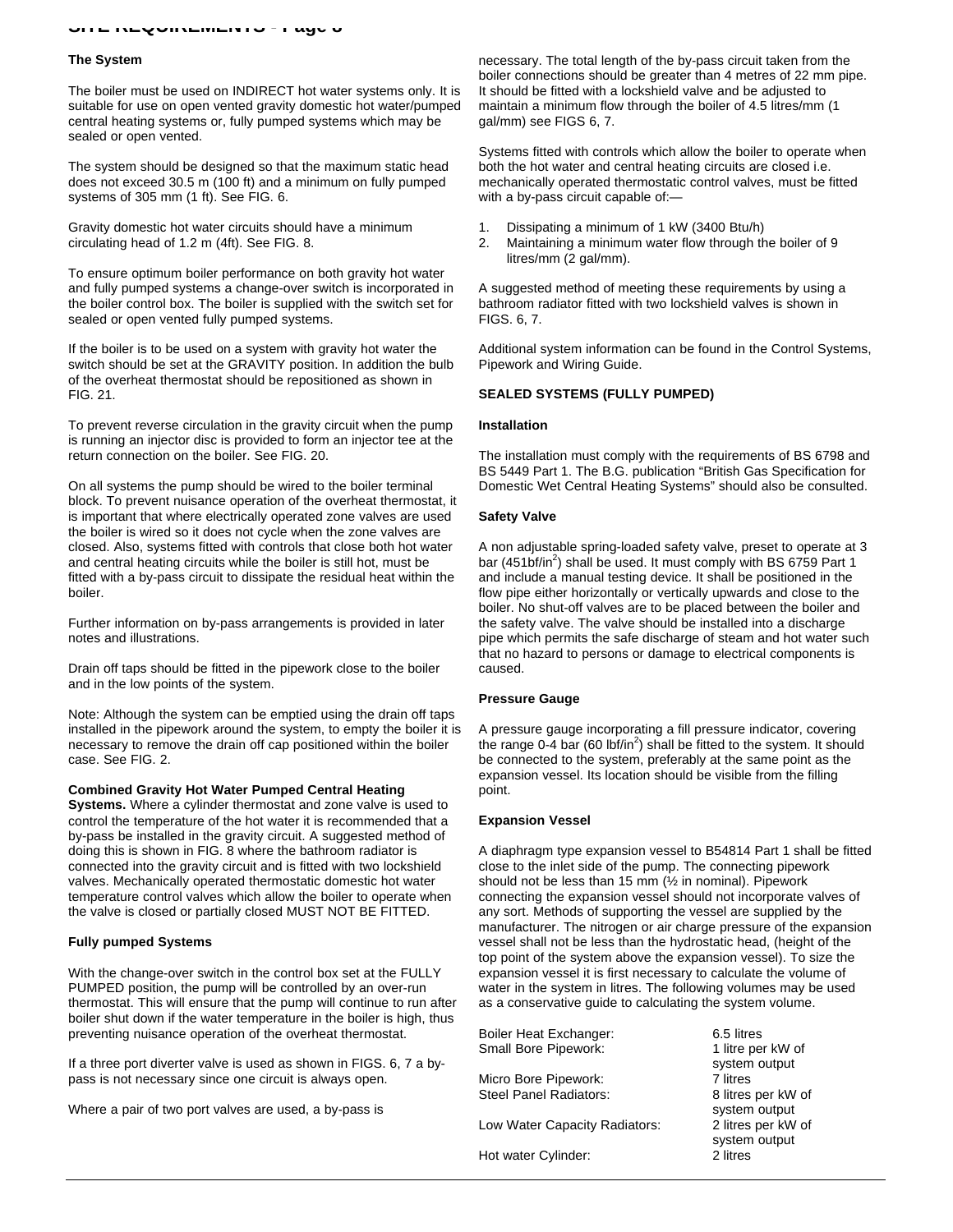### The System

The boiler must be used on INDIRECT hot water systems only. It is suitable for use on open vented gravity domestic hot water/pumped central heating systems or, fully pumped systems which may be sealed or open vented.

The system should be designed so that the maximum static head does not exceed 30.5 m (100 ft) and a minimum on fully pumped systems of 305 mm (1 ft). See FIG. 6.

Gravity domestic hot water circuits should have a minimum circulating head of 1.2 m (4ft). See FIG. 8.

To ensure optimum boiler performance on both gravity hot water and fully pumped systems a change-over switch is incorporated in the boiler control box. The boiler is supplied with the switch set for sealed or open vented fully pumped systems.

If the boiler is to be used on a system with gravity hot water the switch should be set at the GRAVITY position. In addition the bulb of the overheat thermostat should be repositioned as shown in FIG. 21.

To prevent reverse circulation in the gravity circuit when the pump is running an injector disc is provided to form an injector tee at the return connection on the boiler. See FIG. 20.

On all systems the pump should be wired to the boiler terminal block. To prevent nuisance operation of the overheat thermostat, it is important that where electrically operated zone valves are used the boiler is wired so it does not cycle when the zone valves are closed. Also, systems fitted with controls that close both hot water and central heating circuits while the boiler is still hot, must be fitted with a by-pass circuit to dissipate the residual heat within the boiler.

Further information on by-pass arrangements is provided in later notes and illustrations.

Drain off taps should be fitted in the pipework close to the boiler and in the low points of the system.

Note: Although the system can be emptied using the drain off taps installed in the pipework around the system, to empty the boiler it is necessary to remove the drain off cap positioned within the boiler case. See FIG. 2.

**Combined Gravity Hot Water Pumped Central Heating Systems.** Where a cylinder thermostat and zone valve is used to control the temperature of the hot water it is recommended that a by-pass be installed in the gravity circuit. A suggested method of doing this is shown in FIG. 8 where the bathroom radiator is connected into the gravity circuit and is fitted with two lockshield valves. Mechanically operated thermostatic domestic hot water temperature control valves which allow the boiler to operate when the valve is closed or partially closed MUST NOT BE FITTED.

### Fully pumped Systems

With the change-over switch in the control box set at the FULLY PUMPED position, the pump will be controlled by an over-run thermostat. This will ensure that the pump will continue to run after boiler shut down if the water temperature in the boiler is high, thus preventing nuisance operation of the overheat thermostat.

If a three port diverter valve is used as shown in FIGS. 6, 7 a by-pass is not necessary since one circuit is always open.

Where a pair of two port valves are used, a by-pass is necessary. The total length of the by-pass circuit taken from the boiler connections should be greater than 4 metres of 22 mm pipe. It should be fitted with a lockshield valve and be adjusted to maintain a minimum flow through the boiler of 4.5 litres/mm (1 gal/mm) see FIGS 6, 7.

Systems fitted with controls which allow the boiler to operate when both the hot water and central heating circuits are closed i.e. mechanically operated thermostatic control valves, must be fitted with a by-pass circuit capable of:—

1. Dissipating a minimum of 1 kW (3400 Btu/h)
2. Maintaining a minimum water flow through the boiler of 9 litres/mm (2 gal/mm).

A suggested method of meeting these requirements by using a bathroom radiator fitted with two lockshield valves is shown in FIGS. 6, 7.

Additional system information can be found in the Control Systems, Pipework and Wiring Guide.

### SEALED SYSTEMS (FULLY PUMPED)

#### Installation

The installation must comply with the requirements of BS 6798 and BS 5449 Part 1. The B.G. publication "British Gas Specification for Domestic Wet Central Heating Systems" should also be consulted.

#### Safety Valve

A non adjustable spring-loaded safety valve, preset to operate at 3 bar (451bf/in$^2$) shall be used. It must comply with BS 6759 Part 1 and include a manual testing device. It shall be positioned in the flow pipe either horizontally or vertically upwards and close to the boiler. No shut-off valves are to be placed between the boiler and the safety valve. The valve should be installed into a discharge pipe which permits the safe discharge of steam and hot water such that no hazard to persons or damage to electrical components is caused.

#### Pressure Gauge

A pressure gauge incorporating a fill pressure indicator, covering the range 0-4 bar (60 lbf/in$^2$) shall be fitted to the system. It should be connected to the system, preferably at the same point as the expansion vessel. Its location should be visible from the filling point.

#### Expansion Vessel

A diaphragm type expansion vessel to B54814 Part 1 shall be fitted close to the inlet side of the pump. The connecting pipework should not be less than 15 mm (½ in nominal). Pipework connecting the expansion vessel should not incorporate valves of any sort. Methods of supporting the vessel are supplied by the manufacturer. The nitrogen or air charge pressure of the expansion vessel shall not be less than the hydrostatic head, (height of the top point of the system above the expansion vessel). To size the expansion vessel it is first necessary to calculate the volume of water in the system in litres. The following volumes may be used as a conservative guide to calculating the system volume.

| | |
|---|---|
| Boiler Heat Exchanger: | 6.5 litres |
| Small Bore Pipework: | 1 litre per kW of system output |
| Micro Bore Pipework: | 7 litres |
| Steel Panel Radiators: | 8 litres per kW of system output |
| Low Water Capacity Radiators: | 2 litres per kW of system output |
| Hot water Cylinder: | 2 litres |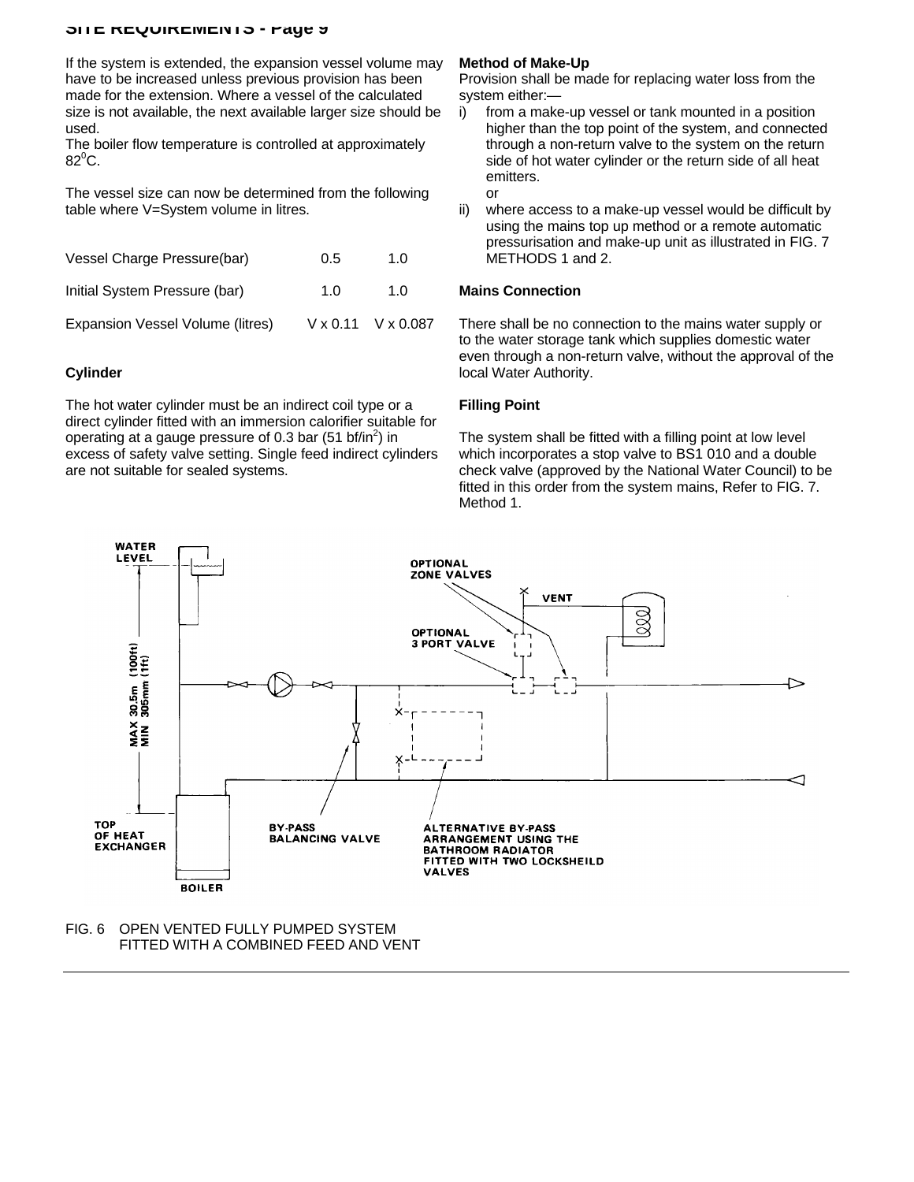If the system is extended, the expansion vessel volume may have to be increased unless previous provision has been made for the extension. Where a vessel of the calculated size is not available, the next available larger size should be used.

The boiler flow temperature is controlled at approximately $82^0$C.

The vessel size can now be determined from the following table where V=System volume in litres.

| | | |
|---|---|---|
| Vessel Charge Pressure(bar) | 0.5 | 1.0 |
| Initial System Pressure (bar) | 1.0 | 1.0 |
| Expansion Vessel Volume (litres) | V x 0.11 | V x 0.087 |

### Cylinder

The hot water cylinder must be an indirect coil type or a direct cylinder fitted with an immersion calorifier suitable for operating at a gauge pressure of 0.3 bar (51 $bf/in^2$) in excess of safety valve setting. Single feed indirect cylinders are not suitable for sealed systems.

### Method of Make-Up

Provision shall be made for replacing water loss from the system either:—

i) from a make-up vessel or tank mounted in a position higher than the top point of the system, and connected through a non-return valve to the system on the return side of hot water cylinder or the return side of all heat emitters.

or

ii) where access to a make-up vessel would be difficult by using the mains top up method or a remote automatic pressurisation and make-up unit as illustrated in FIG. 7 METHODS 1 and 2.

### Mains Connection

There shall be no connection to the mains water supply or to the water storage tank which supplies domestic water even through a non-return valve, without the approval of the local Water Authority.

### Filling Point

The system shall be fitted with a filling point at low level which incorporates a stop valve to BS1 010 and a double check valve (approved by the National Water Council) to be fitted in this order from the system mains, Refer to FIG. 7. Method 1.

FIG. 6 OPEN VENTED FULLY PUMPED SYSTEM FITTED WITH A COMBINED FEED AND VENT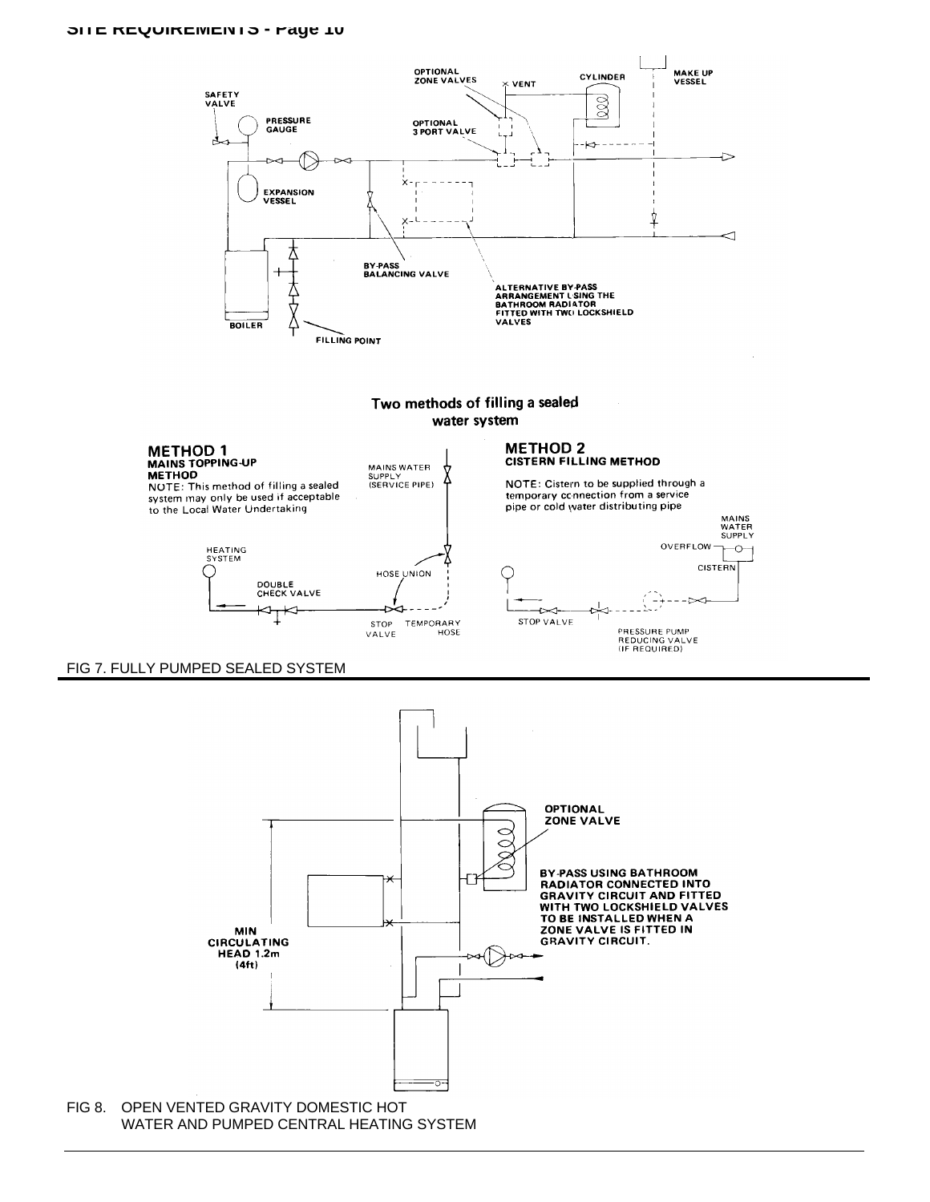FIG 7. FULLY PUMPED SEALED SYSTEM

FIG 8. OPEN VENTED GRAVITY DOMESTIC HOT WATER AND PUMPED CENTRAL HEATING SYSTEM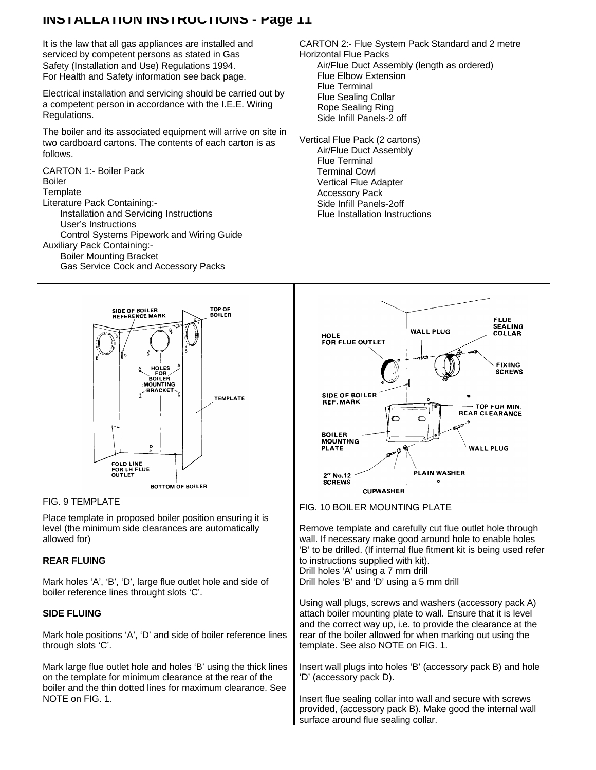# INSTALLATION INSTRUCTIONS - Page 11

It is the law that all gas appliances are installed and serviced by competent persons as stated in Gas Safety (Installation and Use) Regulations 1994. For Health and Safety information see back page.

Electrical installation and servicing should be carried out by a competent person in accordance with the I.E.E. Wiring Regulations.

The boiler and its associated equipment will arrive on site in two cardboard cartons. The contents of each carton is as follows.

CARTON 1:- Boiler Pack
Boiler
Template
Literature Pack Containing:-
- Installation and Servicing Instructions
- User's Instructions
- Control Systems Pipework and Wiring Guide

Auxiliary Pack Containing:-
- Boiler Mounting Bracket
- Gas Service Cock and Accessory Packs

CARTON 2:- Flue System Pack Standard and 2 metre Horizontal Flue Packs
- Air/Flue Duct Assembly (length as ordered)
- Flue Elbow Extension
- Flue Terminal
- Flue Sealing Collar
- Rope Sealing Ring
- Side Infill Panels-2 off

Vertical Flue Pack (2 cartons)
- Air/Flue Duct Assembly
- Flue Terminal
- Terminal Cowl
- Vertical Flue Adapter
- Accessory Pack
- Side Infill Panels-2off
- Flue Installation Instructions

FIG. 9 TEMPLATE

Place template in proposed boiler position ensuring it is level (the minimum side clearances are automatically allowed for)

**REAR FLUING**

Mark holes 'A', 'B', 'D', large flue outlet hole and side of boiler reference lines throught slots 'C'.

**SIDE FLUING**

Mark hole positions 'A', 'D' and side of boiler reference lines through slots 'C'.

Mark large flue outlet hole and holes 'B' using the thick lines on the template for minimum clearance at the rear of the boiler and the thin dotted lines for maximum clearance. See NOTE on FIG. 1.

FIG. 10 BOILER MOUNTING PLATE

Remove template and carefully cut flue outlet hole through wall. If necessary make good around hole to enable holes 'B' to be drilled. (If internal flue fitment kit is being used refer to instructions supplied with kit).
Drill holes 'A' using a 7 mm drill
Drill holes 'B' and 'D' using a 5 mm drill

Using wall plugs, screws and washers (accessory pack A) attach boiler mounting plate to wall. Ensure that it is level and the correct way up, i.e. to provide the clearance at the rear of the boiler allowed for when marking out using the template. See also NOTE on FIG. 1.

Insert wall plugs into holes 'B' (accessory pack B) and hole 'D' (accessory pack D).

Insert flue sealing collar into wall and secure with screws provided, (accessory pack B). Make good the internal wall surface around flue sealing collar.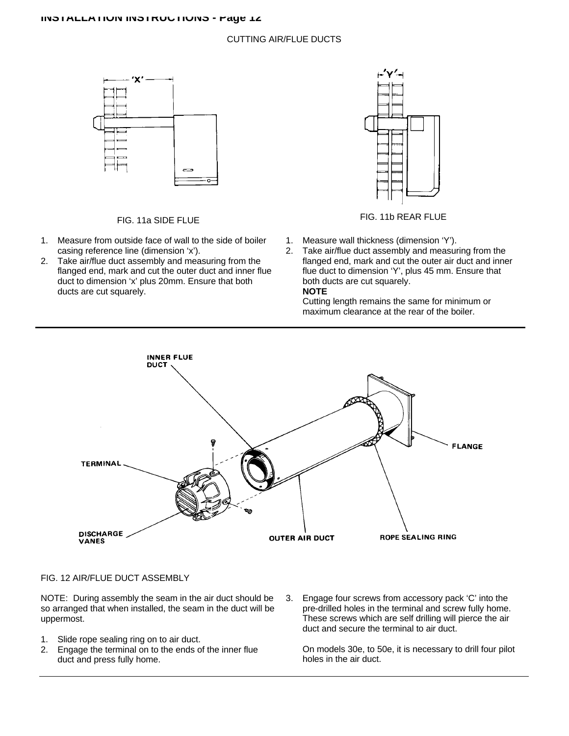## CUTTING AIR/FLUE DUCTS

FIG. 11a SIDE FLUE

1. Measure from outside face of wall to the side of boiler casing reference line (dimension ‘x’).
2. Take air/flue duct assembly and measuring from the flanged end, mark and cut the outer duct and inner flue duct to dimension ‘x’ plus 20mm. Ensure that both ducts are cut squarely.

FIG. 11b REAR FLUE

1. Measure wall thickness (dimension ‘Y’).
2. Take air/flue duct assembly and measuring from the flanged end, mark and cut the outer air duct and inner flue duct to dimension ‘Y’, plus 45 mm. Ensure that both ducts are cut squarely.

   **NOTE**

   Cutting length remains the same for minimum or maximum clearance at the rear of the boiler.

FIG. 12 AIR/FLUE DUCT ASSEMBLY

NOTE: During assembly the seam in the air duct should be so arranged that when installed, the seam in the duct will be uppermost.

1. Slide rope sealing ring on to air duct.
2. Engage the terminal on to the ends of the inner flue duct and press fully home.
3. Engage four screws from accessory pack ‘C’ into the pre-drilled holes in the terminal and screw fully home. These screws which are self drilling will pierce the air duct and secure the terminal to air duct.

   On models 30e, to 50e, it is necessary to drill four pilot holes in the air duct.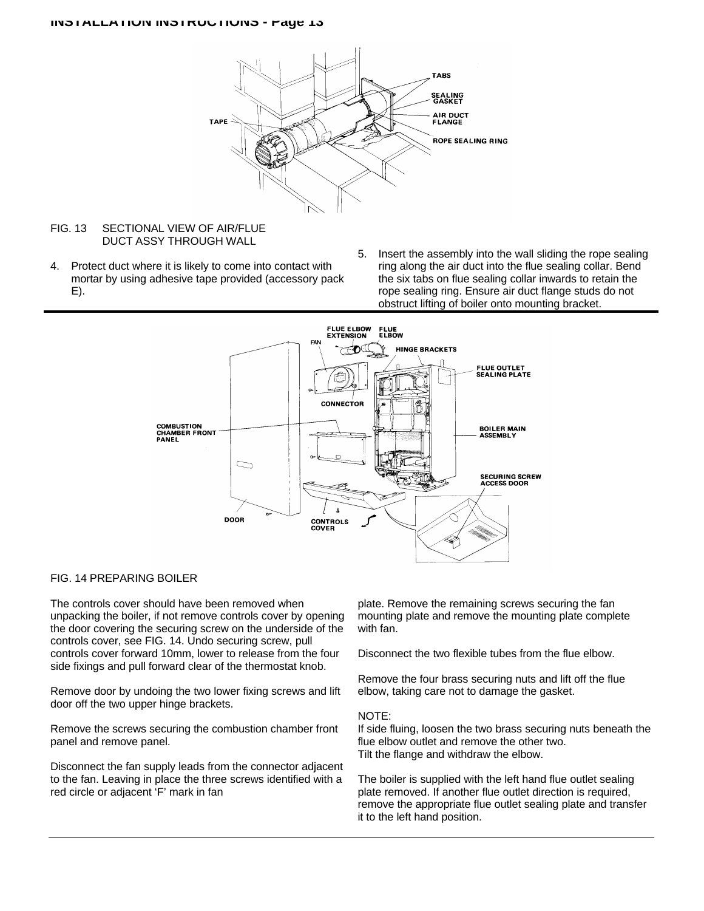FIG. 13 SECTIONAL VIEW OF AIR/FLUE DUCT ASSY THROUGH WALL

4. Protect duct where it is likely to come into contact with mortar by using adhesive tape provided (accessory pack E).

5. Insert the assembly into the wall sliding the rope sealing ring along the air duct into the flue sealing collar. Bend the six tabs on flue sealing collar inwards to retain the rope sealing ring. Ensure air duct flange studs do not obstruct lifting of boiler onto mounting bracket.

FIG. 14 PREPARING BOILER

The controls cover should have been removed when unpacking the boiler, if not remove controls cover by opening the door covering the securing screw on the underside of the controls cover, see FIG. 14. Undo securing screw, pull controls cover forward 10mm, lower to release from the four side fixings and pull forward clear of the thermostat knob.

Remove door by undoing the two lower fixing screws and lift door off the two upper hinge brackets.

Remove the screws securing the combustion chamber front panel and remove panel.

Disconnect the fan supply leads from the connector adjacent to the fan. Leaving in place the three screws identified with a red circle or adjacent 'F' mark in fan plate. Remove the remaining screws securing the fan mounting plate and remove the mounting plate complete with fan.

Disconnect the two flexible tubes from the flue elbow.

Remove the four brass securing nuts and lift off the flue elbow, taking care not to damage the gasket.

NOTE:
If side fluing, loosen the two brass securing nuts beneath the flue elbow outlet and remove the other two.
Tilt the flange and withdraw the elbow.

The boiler is supplied with the left hand flue outlet sealing plate removed. If another flue outlet direction is required, remove the appropriate flue outlet sealing plate and transfer it to the left hand position.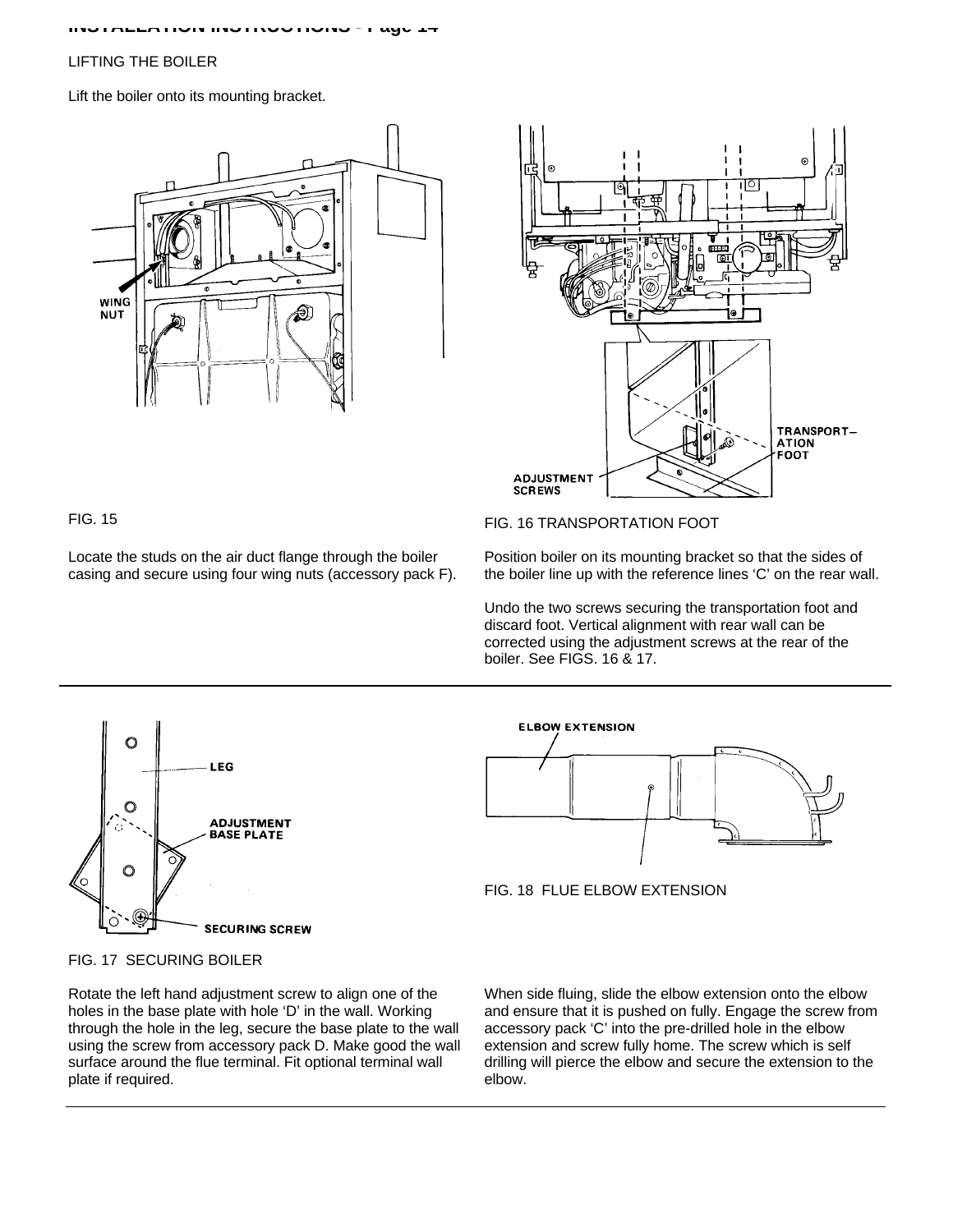## LIFTING THE BOILER

Lift the boiler onto its mounting bracket.

FIG. 15

Locate the studs on the air duct flange through the boiler casing and secure using four wing nuts (accessory pack F).

FIG. 16 TRANSPORTATION FOOT

Position boiler on its mounting bracket so that the sides of the boiler line up with the reference lines 'C' on the rear wall.

Undo the two screws securing the transportation foot and discard foot. Vertical alignment with rear wall can be corrected using the adjustment screws at the rear of the boiler. See FIGS. 16 & 17.

FIG. 17 SECURING BOILER

Rotate the left hand adjustment screw to align one of the holes in the base plate with hole 'D' in the wall. Working through the hole in the leg, secure the base plate to the wall using the screw from accessory pack D. Make good the wall surface around the flue terminal. Fit optional terminal wall plate if required.

FIG. 18 FLUE ELBOW EXTENSION

When side fluing, slide the elbow extension onto the elbow and ensure that it is pushed on fully. Engage the screw from accessory pack 'C' into the pre-drilled hole in the elbow extension and screw fully home. The screw which is self drilling will pierce the elbow and secure the extension to the elbow.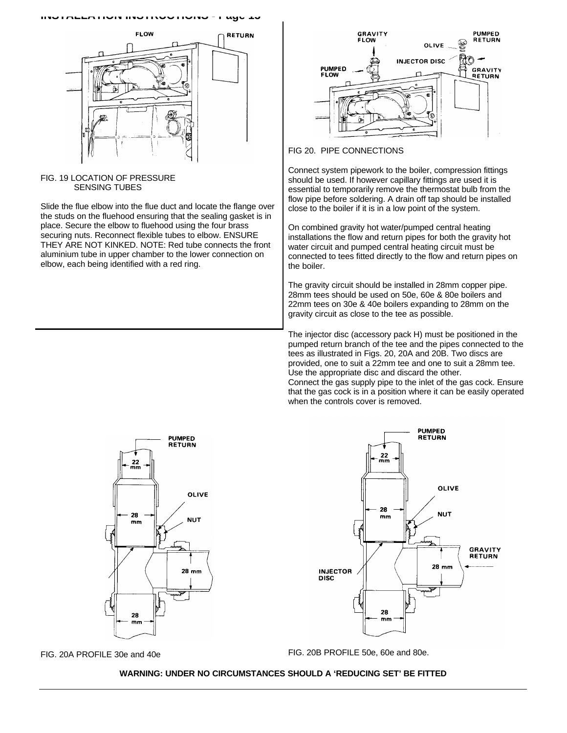FIG. 19 LOCATION OF PRESSURE SENSING TUBES

Slide the flue elbow into the flue duct and locate the flange over the studs on the fluehood ensuring that the sealing gasket is in place. Secure the elbow to fluehood using the four brass securing nuts. Reconnect flexible tubes to elbow. ENSURE THEY ARE NOT KINKED. NOTE: Red tube connects the front aluminium tube in upper chamber to the lower connection on elbow, each being identified with a red ring.

FIG 20. PIPE CONNECTIONS

Connect system pipework to the boiler, compression fittings should be used. If however capillary fittings are used it is essential to temporarily remove the thermostat bulb from the flow pipe before soldering. A drain off tap should be installed close to the boiler if it is in a low point of the system.

On combined gravity hot water/pumped central heating installations the flow and return pipes for both the gravity hot water circuit and pumped central heating circuit must be connected to tees fitted directly to the flow and return pipes on the boiler.

The gravity circuit should be installed in 28mm copper pipe. 28mm tees should be used on 50e, 60e & 80e boilers and 22mm tees on 30e & 40e boilers expanding to 28mm on the gravity circuit as close to the tee as possible.

The injector disc (accessory pack H) must be positioned in the pumped return branch of the tee and the pipes connected to the tees as illustrated in Figs. 20, 20A and 20B. Two discs are provided, one to suit a 22mm tee and one to suit a 28mm tee. Use the appropriate disc and discard the other.
Connect the gas supply pipe to the inlet of the gas cock. Ensure that the gas cock is in a position where it can be easily operated when the controls cover is removed.

FIG. 20A PROFILE 30e and 40e

FIG. 20B PROFILE 50e, 60e and 80e.

**WARNING: UNDER NO CIRCUMSTANCES SHOULD A 'REDUCING SET' BE FITTED**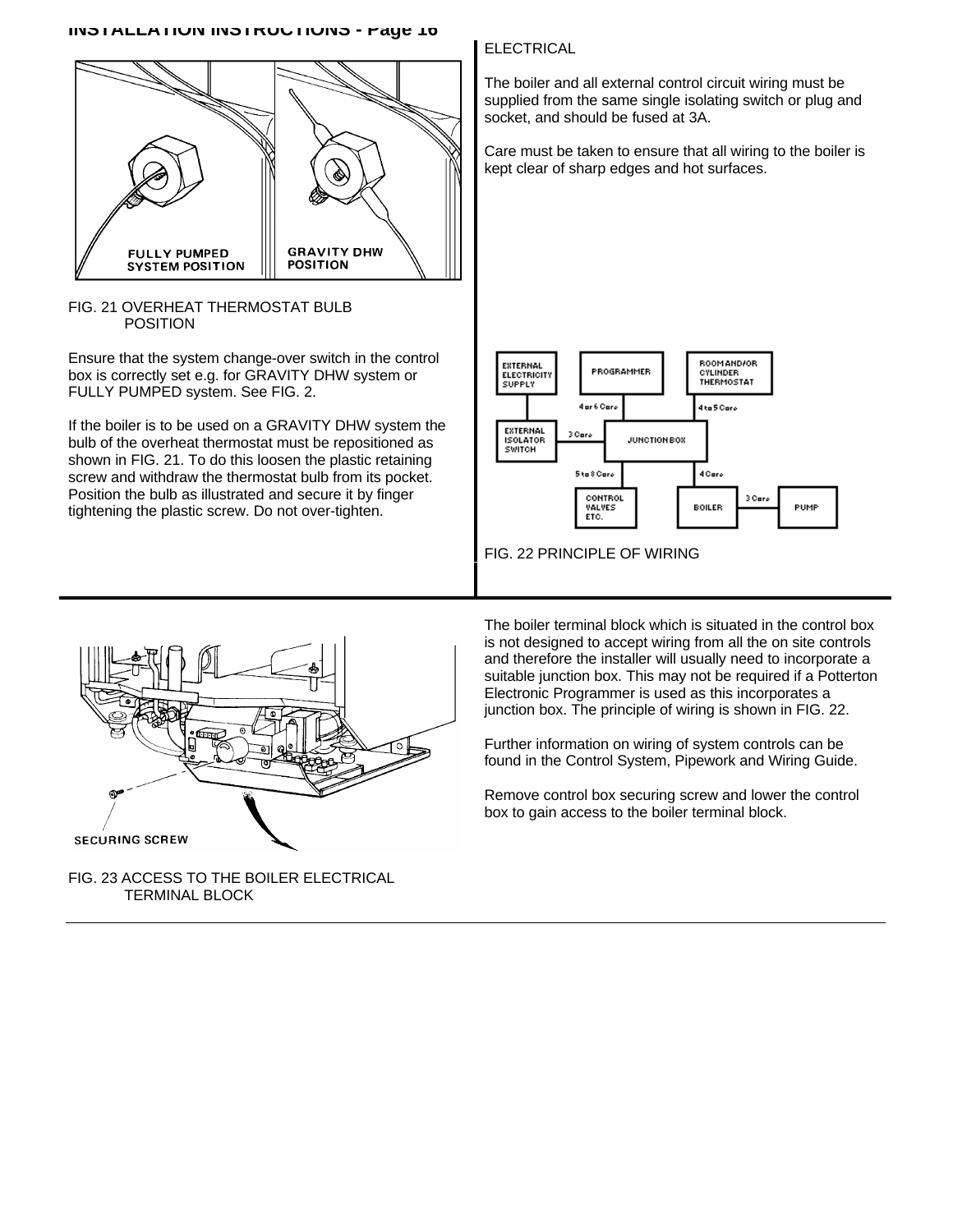FIG. 21 OVERHEAT THERMOSTAT BULB POSITION

Ensure that the system change-over switch in the control box is correctly set e.g. for GRAVITY DHW system or FULLY PUMPED system. See FIG. 2.

If the boiler is to be used on a GRAVITY DHW system the bulb of the overheat thermostat must be repositioned as shown in FIG. 21. To do this loosen the plastic retaining screw and withdraw the thermostat bulb from its pocket. Position the bulb as illustrated and secure it by finger tightening the plastic screw. Do not over-tighten.

ELECTRICAL

The boiler and all external control circuit wiring must be supplied from the same single isolating switch or plug and socket, and should be fused at 3A.

Care must be taken to ensure that all wiring to the boiler is kept clear of sharp edges and hot surfaces.

FIG. 22 PRINCIPLE OF WIRING

FIG. 23 ACCESS TO THE BOILER ELECTRICAL TERMINAL BLOCK

The boiler terminal block which is situated in the control box is not designed to accept wiring from all the on site controls and therefore the installer will usually need to incorporate a suitable junction box. This may not be required if a Potterton Electronic Programmer is used as this incorporates a junction box. The principle of wiring is shown in FIG. 22.

Further information on wiring of system controls can be found in the Control System, Pipework and Wiring Guide.

Remove control box securing screw and lower the control box to gain access to the boiler terminal block.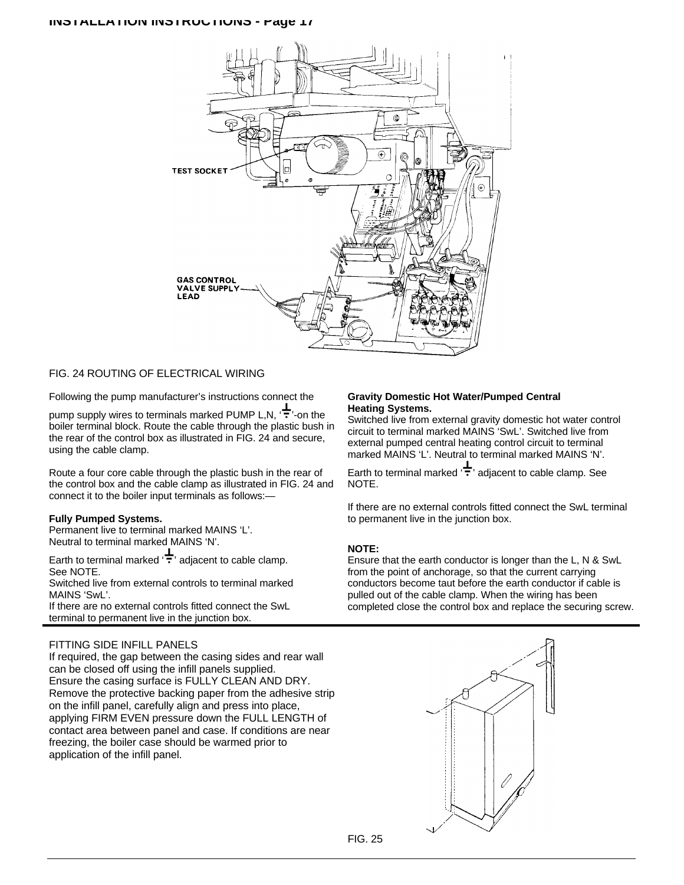TEST SOCKET

GAS CONTROL VALVE SUPPLY LEAD

FIG. 24 ROUTING OF ELECTRICAL WIRING

Following the pump manufacturer's instructions connect the pump supply wires to terminals marked PUMP L,N, '⏚'-on the boiler terminal block. Route the cable through the plastic bush in the rear of the control box as illustrated in FIG. 24 and secure, using the cable clamp.

Route a four core cable through the plastic bush in the rear of the control box and the cable clamp as illustrated in FIG. 24 and connect it to the boiler input terminals as follows:—

**Fully Pumped Systems.**
Permanent live to terminal marked MAINS 'L'.
Neutral to terminal marked MAINS 'N'.
Earth to terminal marked '⏚' adjacent to cable clamp. See NOTE.
Switched live from external controls to terminal marked MAINS 'SwL'.
If there are no external controls fitted connect the SwL terminal to permanent live in the junction box.

**Gravity Domestic Hot Water/Pumped Central Heating Systems.**
Switched live from external gravity domestic hot water control circuit to terminal marked MAINS 'SwL'. Switched live from external pumped central heating control circuit to terminal marked MAINS 'L'. Neutral to terminal marked MAINS 'N'.
Earth to terminal marked '⏚' adjacent to cable clamp. See NOTE.

If there are no external controls fitted connect the SwL terminal to permanent live in the junction box.

**NOTE:**
Ensure that the earth conductor is longer than the L, N & SwL from the point of anchorage, so that the current carrying conductors become taut before the earth conductor if cable is pulled out of the cable clamp. When the wiring has been completed close the control box and replace the securing screw.

FITTING SIDE INFILL PANELS

If required, the gap between the casing sides and rear wall can be closed off using the infill panels supplied.
Ensure the casing surface is FULLY CLEAN AND DRY.
Remove the protective backing paper from the adhesive strip on the infill panel, carefully align and press into place, applying FIRM EVEN pressure down the FULL LENGTH of contact area between panel and case. If conditions are near freezing, the boiler case should be warmed prior to application of the infill panel.

FIG. 25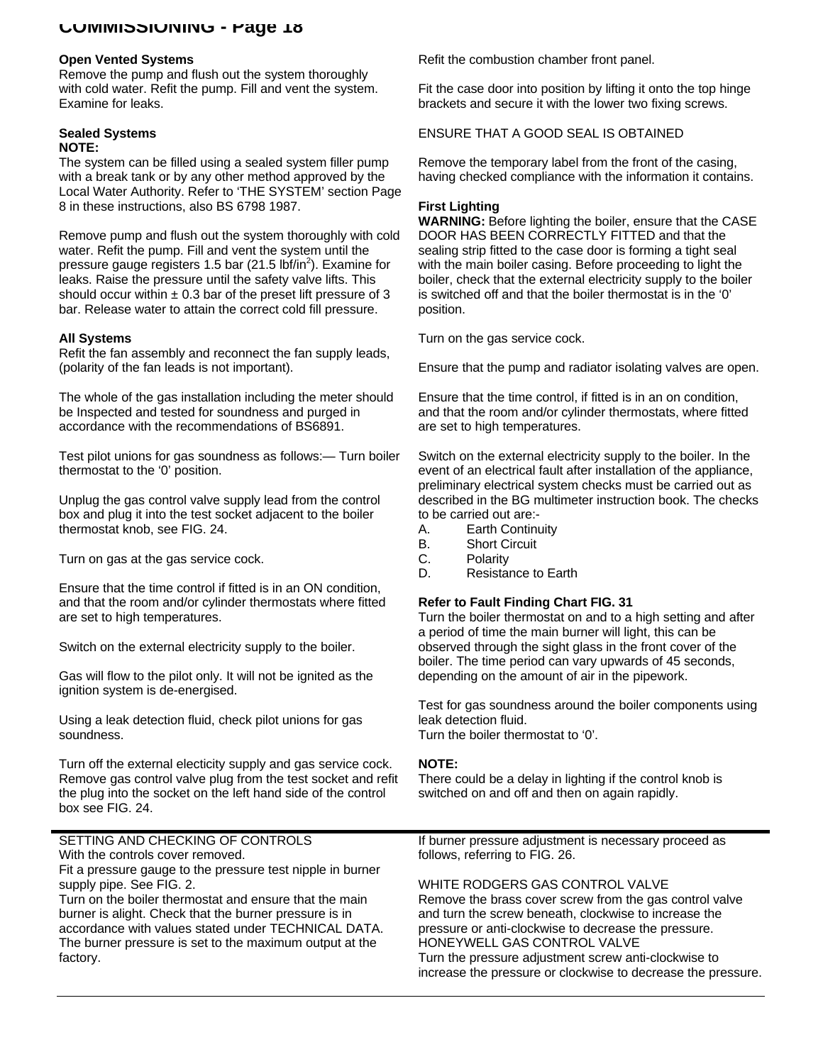# COMMISSIONING - Page 18

**Open Vented Systems**
Remove the pump and flush out the system thoroughly with cold water. Refit the pump. Fill and vent the system. Examine for leaks.

**Sealed Systems**
**NOTE:**
The system can be filled using a sealed system filler pump with a break tank or by any other method approved by the Local Water Authority. Refer to 'THE SYSTEM' section Page 8 in these instructions, also BS 6798 1987.

Remove pump and flush out the system thoroughly with cold water. Refit the pump. Fill and vent the system until the pressure gauge registers 1.5 bar (21.5 lbf/in$^2$). Examine for leaks. Raise the pressure until the safety valve lifts. This should occur within ± 0.3 bar of the preset lift pressure of 3 bar. Release water to attain the correct cold fill pressure.

**All Systems**
Refit the fan assembly and reconnect the fan supply leads, (polarity of the fan leads is not important).

The whole of the gas installation including the meter should be Inspected and tested for soundness and purged in accordance with the recommendations of BS6891.

Test pilot unions for gas soundness as follows:— Turn boiler thermostat to the '0' position.

Unplug the gas control valve supply lead from the control box and plug it into the test socket adjacent to the boiler thermostat knob, see FIG. 24.

Turn on gas at the gas service cock.

Ensure that the time control if fitted is in an ON condition, and that the room and/or cylinder thermostats where fitted are set to high temperatures.

Switch on the external electricity supply to the boiler.

Gas will flow to the pilot only. It will not be ignited as the ignition system is de-energised.

Using a leak detection fluid, check pilot unions for gas soundness.

Turn off the external electicity supply and gas service cock. Remove gas control valve plug from the test socket and refit the plug into the socket on the left hand side of the control box see FIG. 24.

Refit the combustion chamber front panel.

Fit the case door into position by lifting it onto the top hinge brackets and secure it with the lower two fixing screws.

ENSURE THAT A GOOD SEAL IS OBTAINED

Remove the temporary label from the front of the casing, having checked compliance with the information it contains.

**First Lighting**
**WARNING:** Before lighting the boiler, ensure that the CASE DOOR HAS BEEN CORRECTLY FITTED and that the sealing strip fitted to the case door is forming a tight seal with the main boiler casing. Before proceeding to light the boiler, check that the external electricity supply to the boiler is switched off and that the boiler thermostat is in the '0' position.

Turn on the gas service cock.

Ensure that the pump and radiator isolating valves are open.

Ensure that the time control, if fitted is in an on condition, and that the room and/or cylinder thermostats, where fitted are set to high temperatures.

Switch on the external electricity supply to the boiler. In the event of an electrical fault after installation of the appliance, preliminary electrical system checks must be carried out as described in the BG multimeter instruction book. The checks to be carried out are:-

A. Earth Continuity
B. Short Circuit
C. Polarity
D. Resistance to Earth

**Refer to Fault Finding Chart FIG. 31**
Turn the boiler thermostat on and to a high setting and after a period of time the main burner will light, this can be observed through the sight glass in the front cover of the boiler. The time period can vary upwards of 45 seconds, depending on the amount of air in the pipework.

Test for gas soundness around the boiler components using leak detection fluid.
Turn the boiler thermostat to '0'.

**NOTE:**
There could be a delay in lighting if the control knob is switched on and off and then on again rapidly.

---

SETTING AND CHECKING OF CONTROLS
With the controls cover removed.
Fit a pressure gauge to the pressure test nipple in burner supply pipe. See FIG. 2.
Turn on the boiler thermostat and ensure that the main burner is alight. Check that the burner pressure is in accordance with values stated under TECHNICAL DATA. The burner pressure is set to the maximum output at the factory.

If burner pressure adjustment is necessary proceed as follows, referring to FIG. 26.

WHITE RODGERS GAS CONTROL VALVE
Remove the brass cover screw from the gas control valve and turn the screw beneath, clockwise to increase the pressure or anti-clockwise to decrease the pressure.
HONEYWELL GAS CONTROL VALVE
Turn the pressure adjustment screw anti-clockwise to increase the pressure or clockwise to decrease the pressure.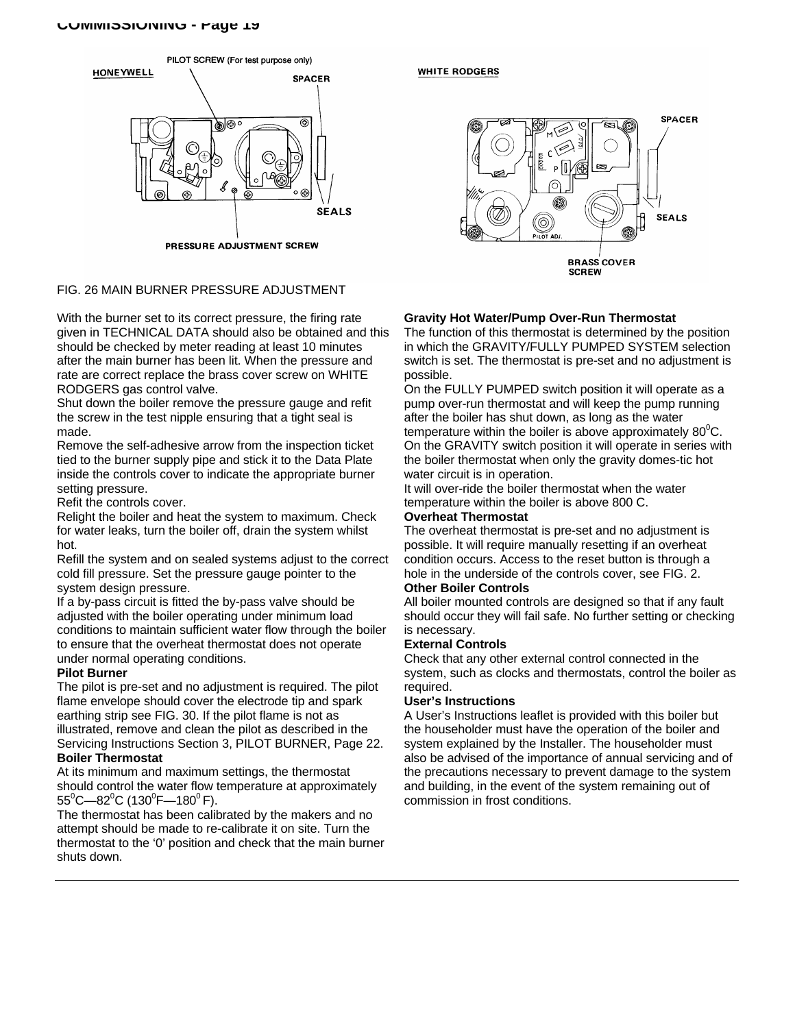FIG. 26 MAIN BURNER PRESSURE ADJUSTMENT

With the burner set to its correct pressure, the firing rate given in TECHNICAL DATA should also be obtained and this should be checked by meter reading at least 10 minutes after the main burner has been lit. When the pressure and rate are correct replace the brass cover screw on WHITE RODGERS gas control valve.

Shut down the boiler remove the pressure gauge and refit the screw in the test nipple ensuring that a tight seal is made.

Remove the self-adhesive arrow from the inspection ticket tied to the burner supply pipe and stick it to the Data Plate inside the controls cover to indicate the appropriate burner setting pressure.

Refit the controls cover.

Relight the boiler and heat the system to maximum. Check for water leaks, turn the boiler off, drain the system whilst hot.

Refill the system and on sealed systems adjust to the correct cold fill pressure. Set the pressure gauge pointer to the system design pressure.

If a by-pass circuit is fitted the by-pass valve should be adjusted with the boiler operating under minimum load conditions to maintain sufficient water flow through the boiler to ensure that the overheat thermostat does not operate under normal operating conditions.

**Pilot Burner**

The pilot is pre-set and no adjustment is required. The pilot flame envelope should cover the electrode tip and spark earthing strip see FIG. 30. If the pilot flame is not as illustrated, remove and clean the pilot as described in the Servicing Instructions Section 3, PILOT BURNER, Page 22.

**Boiler Thermostat**

At its minimum and maximum settings, the thermostat should control the water flow temperature at approximately 55°C—82°C (130°F—180°F).

The thermostat has been calibrated by the makers and no attempt should be made to re-calibrate it on site. Turn the thermostat to the '0' position and check that the main burner shuts down.

**Gravity Hot Water/Pump Over-Run Thermostat**

The function of this thermostat is determined by the position in which the GRAVITY/FULLY PUMPED SYSTEM selection switch is set. The thermostat is pre-set and no adjustment is possible.

On the FULLY PUMPED switch position it will operate as a pump over-run thermostat and will keep the pump running after the boiler has shut down, as long as the water temperature within the boiler is above approximately 80°C.

On the GRAVITY switch position it will operate in series with the boiler thermostat when only the gravity domes-tic hot water circuit is in operation.

It will over-ride the boiler thermostat when the water temperature within the boiler is above 800 C.

**Overheat Thermostat**

The overheat thermostat is pre-set and no adjustment is possible. It will require manually resetting if an overheat condition occurs. Access to the reset button is through a hole in the underside of the controls cover, see FIG. 2.

**Other Boiler Controls**

All boiler mounted controls are designed so that if any fault should occur they will fail safe. No further setting or checking is necessary.

**External Controls**

Check that any other external control connected in the system, such as clocks and thermostats, control the boiler as required.

**User's Instructions**

A User's Instructions leaflet is provided with this boiler but the householder must have the operation of the boiler and system explained by the Installer. The householder must also be advised of the importance of annual servicing and of the precautions necessary to prevent damage to the system and building, in the event of the system remaining out of commission in frost conditions.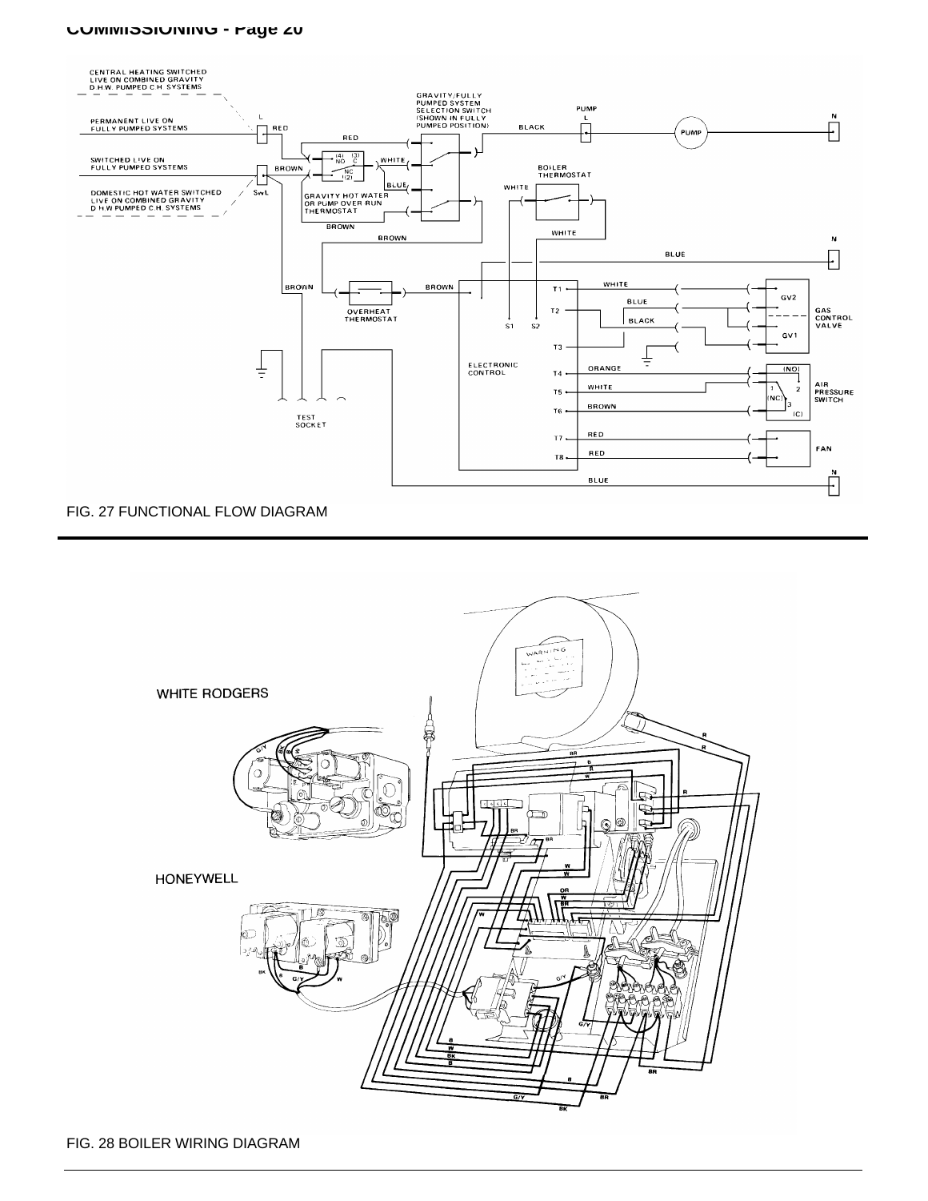FIG. 27 FUNCTIONAL FLOW DIAGRAM

FIG. 28 BOILER WIRING DIAGRAM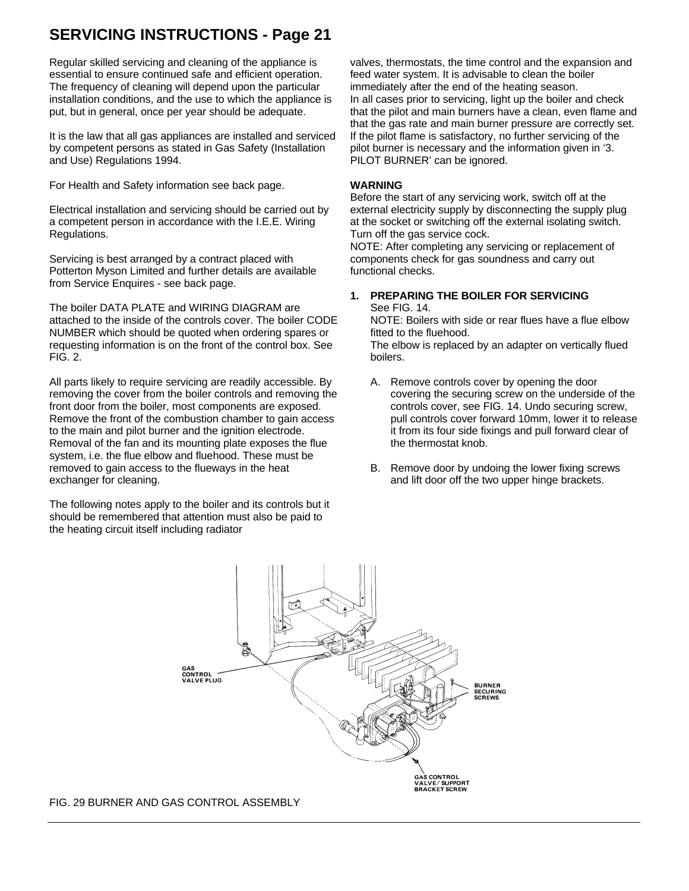# SERVICING INSTRUCTIONS - Page 21

Regular skilled servicing and cleaning of the appliance is essential to ensure continued safe and efficient operation. The frequency of cleaning will depend upon the particular installation conditions, and the use to which the appliance is put, but in general, once per year should be adequate.

It is the law that all gas appliances are installed and serviced by competent persons as stated in Gas Safety (Installation and Use) Regulations 1994.

For Health and Safety information see back page.

Electrical installation and servicing should be carried out by a competent person in accordance with the I.E.E. Wiring Regulations.

Servicing is best arranged by a contract placed with Potterton Myson Limited and further details are available from Service Enquires - see back page.

The boiler DATA PLATE and WIRING DIAGRAM are attached to the inside of the controls cover. The boiler CODE NUMBER which should be quoted when ordering spares or requesting information is on the front of the control box. See FIG. 2.

All parts likely to require servicing are readily accessible. By removing the cover from the boiler controls and removing the front door from the boiler, most components are exposed. Remove the front of the combustion chamber to gain access to the main and pilot burner and the ignition electrode. Removal of the fan and its mounting plate exposes the flue system, i.e. the flue elbow and fluehood. These must be removed to gain access to the flueways in the heat exchanger for cleaning.

The following notes apply to the boiler and its controls but it should be remembered that attention must also be paid to the heating circuit itself including radiator valves, thermostats, the time control and the expansion and feed water system. It is advisable to clean the boiler immediately after the end of the heating season.

In all cases prior to servicing, light up the boiler and check that the pilot and main burners have a clean, even flame and that the gas rate and main burner pressure are correctly set. If the pilot flame is satisfactory, no further servicing of the pilot burner is necessary and the information given in '3. PILOT BURNER' can be ignored.

**WARNING**

Before the start of any servicing work, switch off at the external electricity supply by disconnecting the supply plug at the socket or switching off the external isolating switch. Turn off the gas service cock.

NOTE: After completing any servicing or replacement of components check for gas soundness and carry out functional checks.

**1. PREPARING THE BOILER FOR SERVICING**

See FIG. 14.

NOTE: Boilers with side or rear flues have a flue elbow fitted to the fluehood.

The elbow is replaced by an adapter on vertically flued boilers.

A. Remove controls cover by opening the door covering the securing screw on the underside of the controls cover, see FIG. 14. Undo securing screw, pull controls cover forward 10mm, lower it to release it from its four side fixings and pull forward clear of the thermostat knob.

B. Remove door by undoing the lower fixing screws and lift door off the two upper hinge brackets.

GAS CONTROL VALVE PLUG

BURNER SECURING SCREWS

GAS CONTROL VALVE/ SUPPORT BRACKET SCREW

FIG. 29 BURNER AND GAS CONTROL ASSEMBLY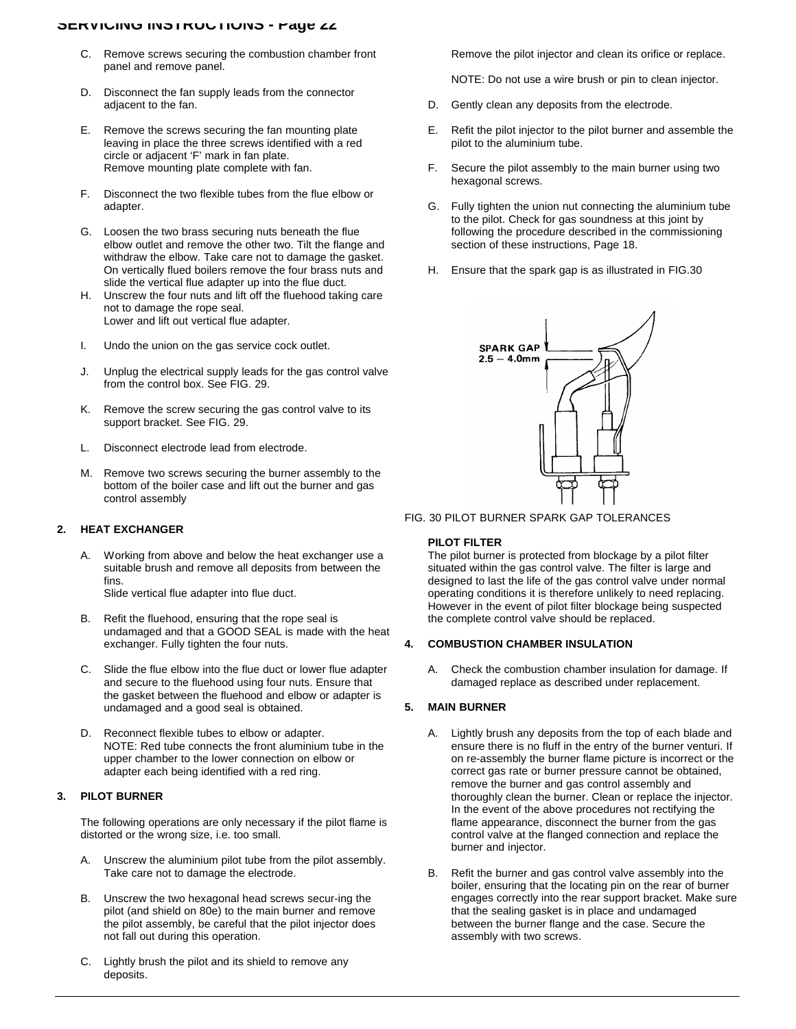C. Remove screws securing the combustion chamber front panel and remove panel.

D. Disconnect the fan supply leads from the connector adjacent to the fan.

E. Remove the screws securing the fan mounting plate leaving in place the three screws identified with a red circle or adjacent 'F' mark in fan plate.
Remove mounting plate complete with fan.

F. Disconnect the two flexible tubes from the flue elbow or adapter.

G. Loosen the two brass securing nuts beneath the flue elbow outlet and remove the other two. Tilt the flange and withdraw the elbow. Take care not to damage the gasket. On vertically flued boilers remove the four brass nuts and slide the vertical flue adapter up into the flue duct.

H. Unscrew the four nuts and lift off the fluehood taking care not to damage the rope seal.
Lower and lift out vertical flue adapter.

I. Undo the union on the gas service cock outlet.

J. Unplug the electrical supply leads for the gas control valve from the control box. See FIG. 29.

K. Remove the screw securing the gas control valve to its support bracket. See FIG. 29.

L. Disconnect electrode lead from electrode.

M. Remove two screws securing the burner assembly to the bottom of the boiler case and lift out the burner and gas control assembly

**2. HEAT EXCHANGER**

A. Working from above and below the heat exchanger use a suitable brush and remove all deposits from between the fins.
Slide vertical flue adapter into flue duct.

B. Refit the fluehood, ensuring that the rope seal is undamaged and that a GOOD SEAL is made with the heat exchanger. Fully tighten the four nuts.

C. Slide the flue elbow into the flue duct or lower flue adapter and secure to the fluehood using four nuts. Ensure that the gasket between the fluehood and elbow or adapter is undamaged and a good seal is obtained.

D. Reconnect flexible tubes to elbow or adapter.
NOTE: Red tube connects the front aluminium tube in the upper chamber to the lower connection on elbow or adapter each being identified with a red ring.

**3. PILOT BURNER**

The following operations are only necessary if the pilot flame is distorted or the wrong size, i.e. too small.

A. Unscrew the aluminium pilot tube from the pilot assembly. Take care not to damage the electrode.

B. Unscrew the two hexagonal head screws secur-ing the pilot (and shield on 80e) to the main burner and remove the pilot assembly, be careful that the pilot injector does not fall out during this operation.

C. Lightly brush the pilot and its shield to remove any deposits.
Remove the pilot injector and clean its orifice or replace.

NOTE: Do not use a wire brush or pin to clean injector.

D. Gently clean any deposits from the electrode.

E. Refit the pilot injector to the pilot burner and assemble the pilot to the aluminium tube.

F. Secure the pilot assembly to the main burner using two hexagonal screws.

G. Fully tighten the union nut connecting the aluminium tube to the pilot. Check for gas soundness at this joint by following the procedure described in the commissioning section of these instructions, Page 18.

H. Ensure that the spark gap is as illustrated in FIG.30

SPARK GAP 2.5 – 4.0mm

FIG. 30 PILOT BURNER SPARK GAP TOLERANCES

**PILOT FILTER**

The pilot burner is protected from blockage by a pilot filter situated within the gas control valve. The filter is large and designed to last the life of the gas control valve under normal operating conditions it is therefore unlikely to need replacing. However in the event of pilot filter blockage being suspected the complete control valve should be replaced.

**4. COMBUSTION CHAMBER INSULATION**

A. Check the combustion chamber insulation for damage. If damaged replace as described under replacement.

**5. MAIN BURNER**

A. Lightly brush any deposits from the top of each blade and ensure there is no fluff in the entry of the burner venturi. If on re-assembly the burner flame picture is incorrect or the correct gas rate or burner pressure cannot be obtained, remove the burner and gas control assembly and thoroughly clean the burner. Clean or replace the injector. In the event of the above procedures not rectifying the flame appearance, disconnect the burner from the gas control valve at the flanged connection and replace the burner and injector.

B. Refit the burner and gas control valve assembly into the boiler, ensuring that the locating pin on the rear of burner engages correctly into the rear support bracket. Make sure that the sealing gasket is in place and undamaged between the burner flange and the case. Secure the assembly with two screws.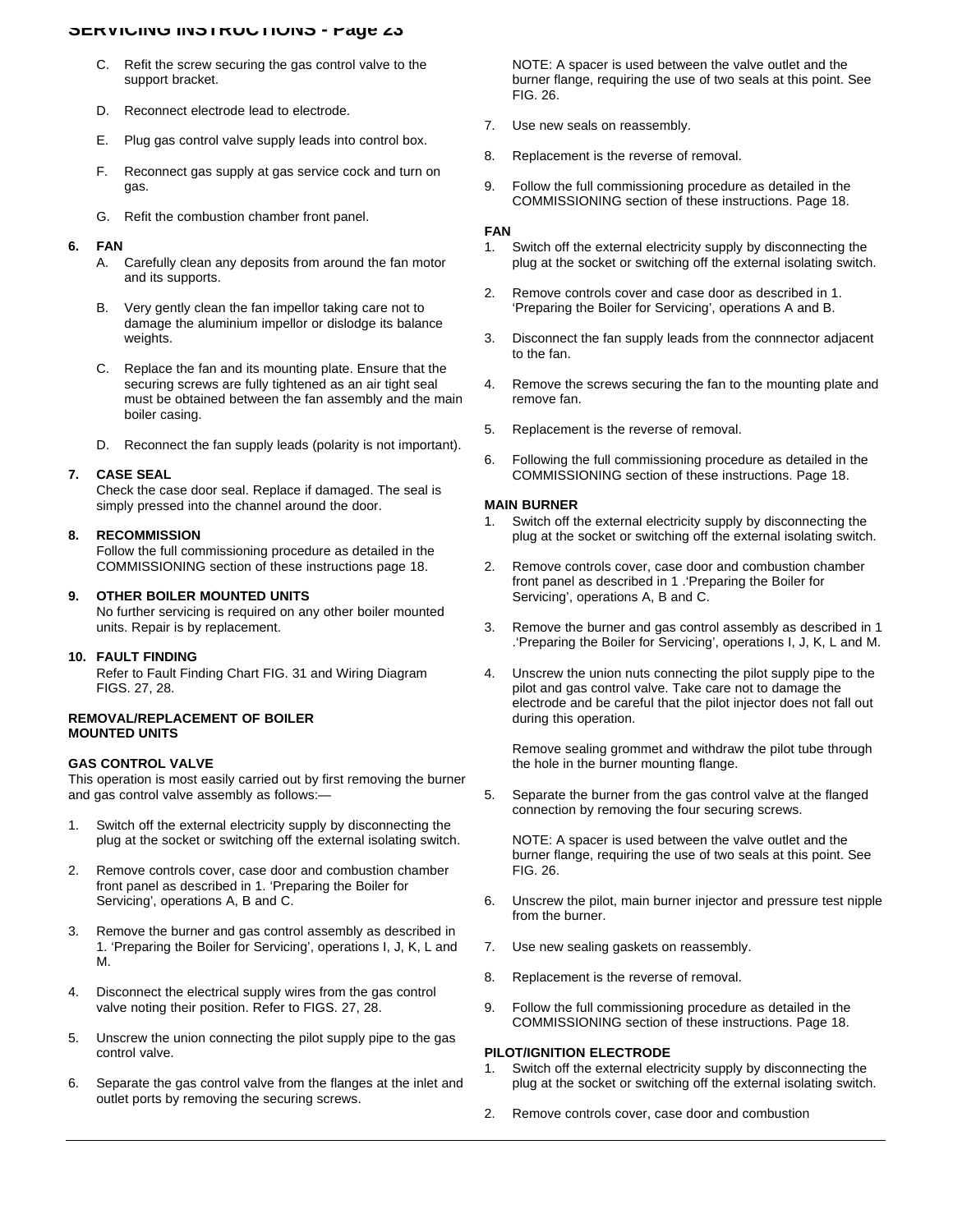C. Refit the screw securing the gas control valve to the support bracket.

D. Reconnect electrode lead to electrode.

E. Plug gas control valve supply leads into control box.

F. Reconnect gas supply at gas service cock and turn on gas.

G. Refit the combustion chamber front panel.

**6. FAN**

A. Carefully clean any deposits from around the fan motor and its supports.

B. Very gently clean the fan impellor taking care not to damage the aluminium impellor or dislodge its balance weights.

C. Replace the fan and its mounting plate. Ensure that the securing screws are fully tightened as an air tight seal must be obtained between the fan assembly and the main boiler casing.

D. Reconnect the fan supply leads (polarity is not important).

**7. CASE SEAL**

Check the case door seal. Replace if damaged. The seal is simply pressed into the channel around the door.

**8. RECOMMISSION**

Follow the full commissioning procedure as detailed in the COMMISSIONING section of these instructions page 18.

**9. OTHER BOILER MOUNTED UNITS**

No further servicing is required on any other boiler mounted units. Repair is by replacement.

**10. FAULT FINDING**

Refer to Fault Finding Chart FIG. 31 and Wiring Diagram FIGS. 27, 28.

**REMOVAL/REPLACEMENT OF BOILER MOUNTED UNITS**

**GAS CONTROL VALVE**

This operation is most easily carried out by first removing the burner and gas control valve assembly as follows:—

1. Switch off the external electricity supply by disconnecting the plug at the socket or switching off the external isolating switch.

2. Remove controls cover, case door and combustion chamber front panel as described in 1. 'Preparing the Boiler for Servicing', operations A, B and C.

3. Remove the burner and gas control assembly as described in 1. 'Preparing the Boiler for Servicing', operations I, J, K, L and M.

4. Disconnect the electrical supply wires from the gas control valve noting their position. Refer to FIGS. 27, 28.

5. Unscrew the union connecting the pilot supply pipe to the gas control valve.

6. Separate the gas control valve from the flanges at the inlet and outlet ports by removing the securing screws.

   NOTE: A spacer is used between the valve outlet and the burner flange, requiring the use of two seals at this point. See FIG. 26.

7. Use new seals on reassembly.

8. Replacement is the reverse of removal.

9. Follow the full commissioning procedure as detailed in the COMMISSIONING section of these instructions. Page 18.

**FAN**

1. Switch off the external electricity supply by disconnecting the plug at the socket or switching off the external isolating switch.

2. Remove controls cover and case door as described in 1. 'Preparing the Boiler for Servicing', operations A and B.

3. Disconnect the fan supply leads from the connnector adjacent to the fan.

4. Remove the screws securing the fan to the mounting plate and remove fan.

5. Replacement is the reverse of removal.

6. Following the full commissioning procedure as detailed in the COMMISSIONING section of these instructions. Page 18.

**MAIN BURNER**

1. Switch off the external electricity supply by disconnecting the plug at the socket or switching off the external isolating switch.

2. Remove controls cover, case door and combustion chamber front panel as described in 1 .'Preparing the Boiler for Servicing', operations A, B and C.

3. Remove the burner and gas control assembly as described in 1 .'Preparing the Boiler for Servicing', operations I, J, K, L and M.

4. Unscrew the union nuts connecting the pilot supply pipe to the pilot and gas control valve. Take care not to damage the electrode and be careful that the pilot injector does not fall out during this operation.

   Remove sealing grommet and withdraw the pilot tube through the hole in the burner mounting flange.

5. Separate the burner from the gas control valve at the flanged connection by removing the four securing screws.

   NOTE: A spacer is used between the valve outlet and the burner flange, requiring the use of two seals at this point. See FIG. 26.

6. Unscrew the pilot, main burner injector and pressure test nipple from the burner.

7. Use new sealing gaskets on reassembly.

8. Replacement is the reverse of removal.

9. Follow the full commissioning procedure as detailed in the COMMISSIONING section of these instructions. Page 18.

**PILOT/IGNITION ELECTRODE**

1. Switch off the external electricity supply by disconnecting the plug at the socket or switching off the external isolating switch.

2. Remove controls cover, case door and combustion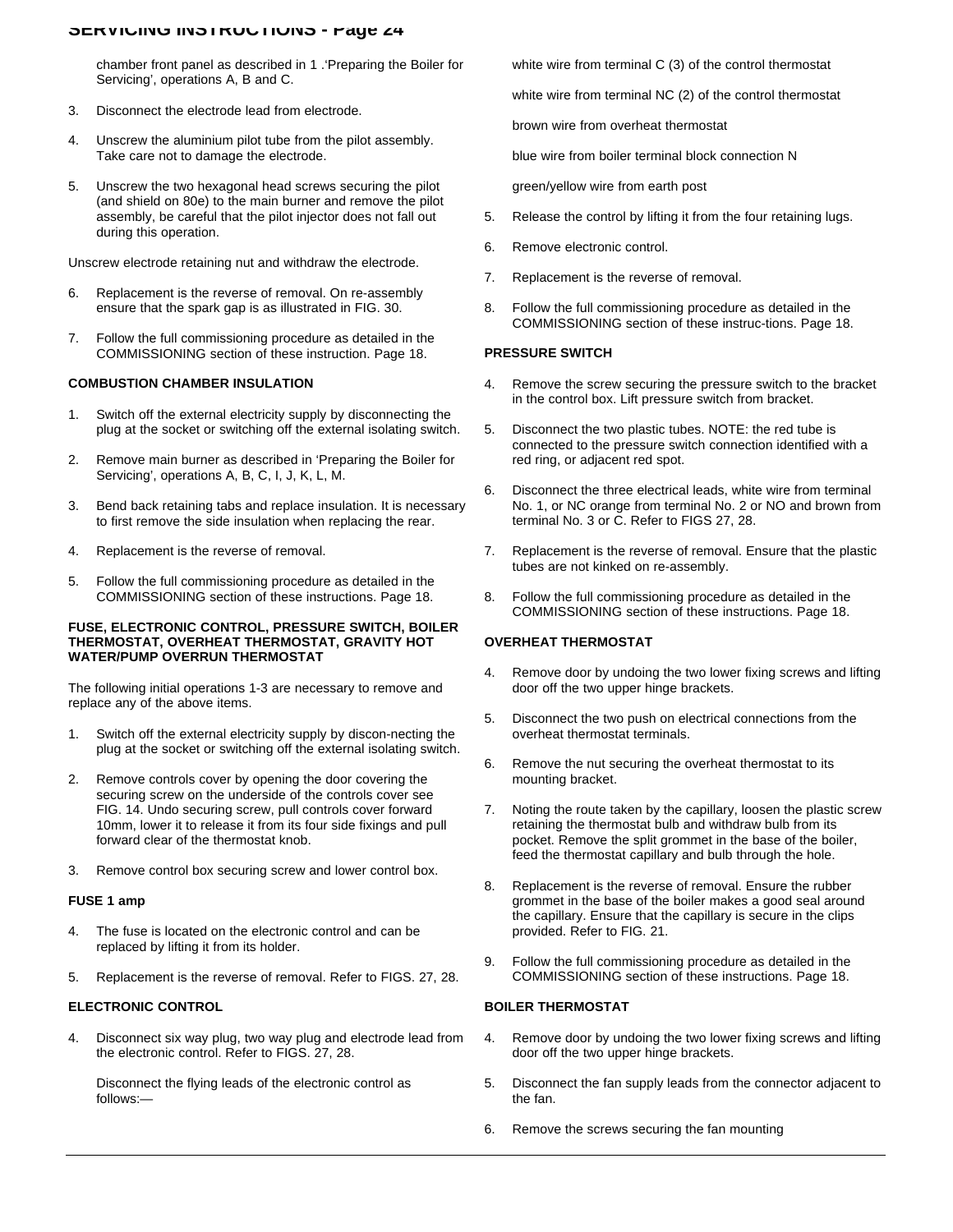chamber front panel as described in 1 .'Preparing the Boiler for Servicing', operations A, B and C.

3. Disconnect the electrode lead from electrode.

4. Unscrew the aluminium pilot tube from the pilot assembly. Take care not to damage the electrode.

5. Unscrew the two hexagonal head screws securing the pilot (and shield on 80e) to the main burner and remove the pilot assembly, be careful that the pilot injector does not fall out during this operation.

Unscrew electrode retaining nut and withdraw the electrode.

6. Replacement is the reverse of removal. On re-assembly ensure that the spark gap is as illustrated in FIG. 30.

7. Follow the full commissioning procedure as detailed in the COMMISSIONING section of these instruction. Page 18.

**COMBUSTION CHAMBER INSULATION**

1. Switch off the external electricity supply by disconnecting the plug at the socket or switching off the external isolating switch.

2. Remove main burner as described in 'Preparing the Boiler for Servicing', operations A, B, C, I, J, K, L, M.

3. Bend back retaining tabs and replace insulation. It is necessary to first remove the side insulation when replacing the rear.

4. Replacement is the reverse of removal.

5. Follow the full commissioning procedure as detailed in the COMMISSIONING section of these instructions. Page 18.

**FUSE, ELECTRONIC CONTROL, PRESSURE SWITCH, BOILER THERMOSTAT, OVERHEAT THERMOSTAT, GRAVITY HOT WATER/PUMP OVERRUN THERMOSTAT**

The following initial operations 1-3 are necessary to remove and replace any of the above items.

1. Switch off the external electricity supply by discon-necting the plug at the socket or switching off the external isolating switch.

2. Remove controls cover by opening the door covering the securing screw on the underside of the controls cover see FIG. 14. Undo securing screw, pull controls cover forward 10mm, lower it to release it from its four side fixings and pull forward clear of the thermostat knob.

3. Remove control box securing screw and lower control box.

**FUSE 1 amp**

4. The fuse is located on the electronic control and can be replaced by lifting it from its holder.

5. Replacement is the reverse of removal. Refer to FIGS. 27, 28.

**ELECTRONIC CONTROL**

4. Disconnect six way plug, two way plug and electrode lead from the electronic control. Refer to FIGS. 27, 28.

   Disconnect the flying leads of the electronic control as follows:—

   white wire from terminal C (3) of the control thermostat

   white wire from terminal NC (2) of the control thermostat

   brown wire from overheat thermostat

   blue wire from boiler terminal block connection N

   green/yellow wire from earth post

5. Release the control by lifting it from the four retaining lugs.

6. Remove electronic control.

7. Replacement is the reverse of removal.

8. Follow the full commissioning procedure as detailed in the COMMISSIONING section of these instruc-tions. Page 18.

**PRESSURE SWITCH**

4. Remove the screw securing the pressure switch to the bracket in the control box. Lift pressure switch from bracket.

5. Disconnect the two plastic tubes. NOTE: the red tube is connected to the pressure switch connection identified with a red ring, or adjacent red spot.

6. Disconnect the three electrical leads, white wire from terminal No. 1, or NC orange from terminal No. 2 or NO and brown from terminal No. 3 or C. Refer to FIGS 27, 28.

7. Replacement is the reverse of removal. Ensure that the plastic tubes are not kinked on re-assembly.

8. Follow the full commissioning procedure as detailed in the COMMISSIONING section of these instructions. Page 18.

**OVERHEAT THERMOSTAT**

4. Remove door by undoing the two lower fixing screws and lifting door off the two upper hinge brackets.

5. Disconnect the two push on electrical connections from the overheat thermostat terminals.

6. Remove the nut securing the overheat thermostat to its mounting bracket.

7. Noting the route taken by the capillary, loosen the plastic screw retaining the thermostat bulb and withdraw bulb from its pocket. Remove the split grommet in the base of the boiler, feed the thermostat capillary and bulb through the hole.

8. Replacement is the reverse of removal. Ensure the rubber grommet in the base of the boiler makes a good seal around the capillary. Ensure that the capillary is secure in the clips provided. Refer to FIG. 21.

9. Follow the full commissioning procedure as detailed in the COMMISSIONING section of these instructions. Page 18.

**BOILER THERMOSTAT**

4. Remove door by undoing the two lower fixing screws and lifting door off the two upper hinge brackets.

5. Disconnect the fan supply leads from the connector adjacent to the fan.

6. Remove the screws securing the fan mounting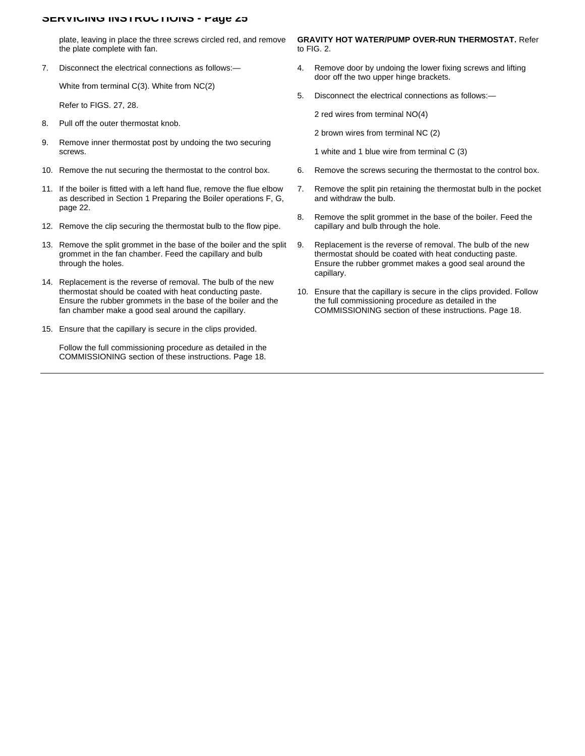plate, leaving in place the three screws circled red, and remove the plate complete with fan.

7. Disconnect the electrical connections as follows:—

   White from terminal C(3). White from NC(2)

   Refer to FIGS. 27, 28.

8. Pull off the outer thermostat knob.

9. Remove inner thermostat post by undoing the two securing screws.

10. Remove the nut securing the thermostat to the control box.

11. If the boiler is fitted with a left hand flue, remove the flue elbow as described in Section 1 Preparing the Boiler operations F, G, page 22.

12. Remove the clip securing the thermostat bulb to the flow pipe.

13. Remove the split grommet in the base of the boiler and the split grommet in the fan chamber. Feed the capillary and bulb through the holes.

14. Replacement is the reverse of removal. The bulb of the new thermostat should be coated with heat conducting paste. Ensure the rubber grommets in the base of the boiler and the fan chamber make a good seal around the capillary.

15. Ensure that the capillary is secure in the clips provided.

    Follow the full commissioning procedure as detailed in the COMMISSIONING section of these instructions. Page 18.

**GRAVITY HOT WATER/PUMP OVER-RUN THERMOSTAT.** Refer to FIG. 2.

4. Remove door by undoing the lower fixing screws and lifting door off the two upper hinge brackets.

5. Disconnect the electrical connections as follows:—

   2 red wires from terminal NO(4)

   2 brown wires from terminal NC (2)

   1 white and 1 blue wire from terminal C (3)

6. Remove the screws securing the thermostat to the control box.

7. Remove the split pin retaining the thermostat bulb in the pocket and withdraw the bulb.

8. Remove the split grommet in the base of the boiler. Feed the capillary and bulb through the hole.

9. Replacement is the reverse of removal. The bulb of the new thermostat should be coated with heat conducting paste. Ensure the rubber grommet makes a good seal around the capillary.

10. Ensure that the capillary is secure in the clips provided. Follow the full commissioning procedure as detailed in the COMMISSIONING section of these instructions. Page 18.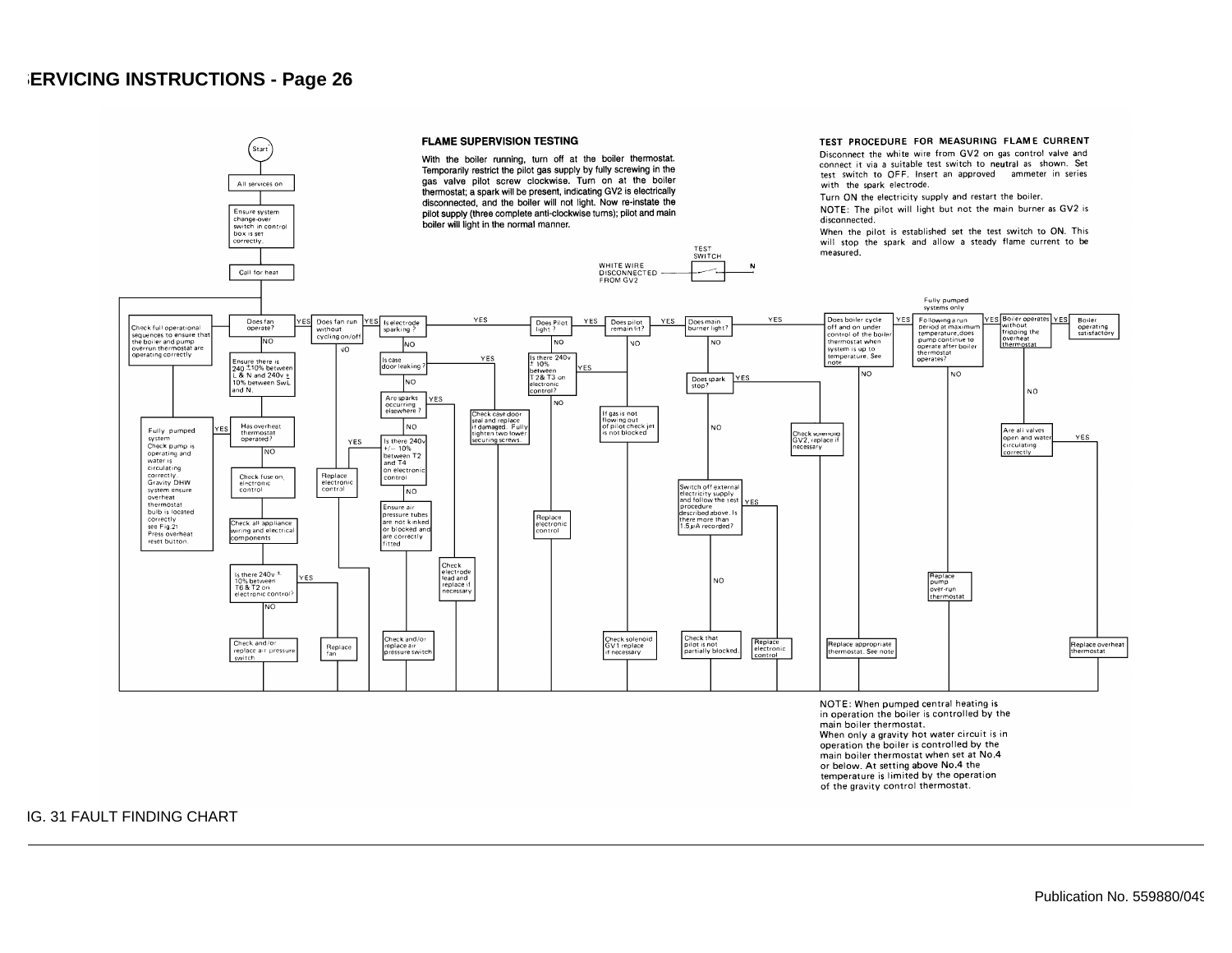## SERVICING INSTRUCTIONS - Page 26

### FLAME SUPERVISION TESTING

With the boiler running, turn off at the boiler thermostat. Temporarily restrict the pilot gas supply by fully screwing in the gas valve pilot screw clockwise. Turn on at the boiler thermostat; a spark will be present, indicating GV2 is electrically disconnected, and the boiler will not light. Now re-instate the pilot supply (three complete anti-clockwise turns); pilot and main boiler will light in the normal manner.

### TEST PROCEDURE FOR MEASURING FLAME CURRENT

Disconnect the white wire from GV2 on gas control valve and connect it via a suitable test switch to neutral as shown. Set test switch to OFF. Insert an approved ammeter in series with the spark electrode.

Turn ON the electricity supply and restart the boiler.

NOTE: The pilot will light but not the main burner as GV2 is disconnected.

When the pilot is established set the test switch to ON. This will stop the spark and allow a steady flame current to be measured.

WHITE WIRE DISCONNECTED FROM GV2 — TEST SWITCH — N

Start → All services on → Ensure system change-over switch in control box is set correctly. → Call for heat

- Does fan operate?
  - NO: Ensure there is 240 ± 10% between L & N and 240v ± 10% between SwL and N. → Has overheat thermostat operated?
    - YES: Fully pumped system: Check pump is operating and water is circulating correctly. Gravity DHW system ensure overheat thermostat bulb is located correctly see Fig.21. Press overheat reset button.
    - NO: Check fuse on electronic control → Check all appliance wiring and electrical components
  - YES (fan operates) → Check full operational sequences to ensure that the boiler and pump overrun thermostat are operating correctly
- Is there 240v ± 10% between T6 & T2 on electronic control?
  - YES: Replace fan
  - NO: Check and/or replace air pressure switch
- Does fan run without cycling on/off?
  - NO: Replace electronic control
  - YES: Is electrode sparking?
    - NO: Is case door leaking?
      - YES: Check case door seal and replace if damaged. Fully tighten two lower securing screws.
      - NO: Are sparks occurring elsewhere?
        - YES: Check electrode lead and replace if necessary
        - NO: Is there 240v +/− 10% between T2 and T4 on electronic control
          - YES: Check and/or replace air pressure switch
          - NO: Ensure air pressure tubes are not kinked or blocked and are correctly fitted
    - YES: Does Pilot light?
      - NO: Is there 240v ± 10% between T2 & T3 on electronic control?
        - YES: If gas is not flowing out of pilot check jet is not blocked → Check solenoid GV1 replace if necessary
        - NO: Replace electronic control
      - YES: Does pilot remain lit?
        - NO: Switch off external electricity supply and follow the test procedure described above. Is there more than 1.5 μA recorded?
          - YES: Replace electronic control
          - NO: Check that pilot is not partially blocked.
        - YES: Does main burner light?
          - NO: Does spark stop?
            - YES: Check solenoid GV2, replace if necessary
          - YES: Does boiler cycle off and on under control of the boiler thermostat when system is up to temperature. See note
            - NO: Replace appropriate thermostat. See note
            - YES (Fully pumped systems only): Following a run period at maximum temperature, does pump continue to operate after boiler thermostat operates?
              - NO: Replace pump over-run thermostat
              - YES: Boiler operates without tripping the overheat thermostat
                - YES: Boiler operating satisfactory
                - NO: Are all valves open and water circulating correctly
                  - YES: Replace overheat thermostat

NOTE: When pumped central heating is in operation the boiler is controlled by the main boiler thermostat. When only a gravity hot water circuit is in operation the boiler is controlled by the main boiler thermostat when set at No.4 or below. At setting above No.4 the temperature is limited by the operation of the gravity control thermostat.

FIG. 31 FAULT FINDING CHART

Publication No. 559880/049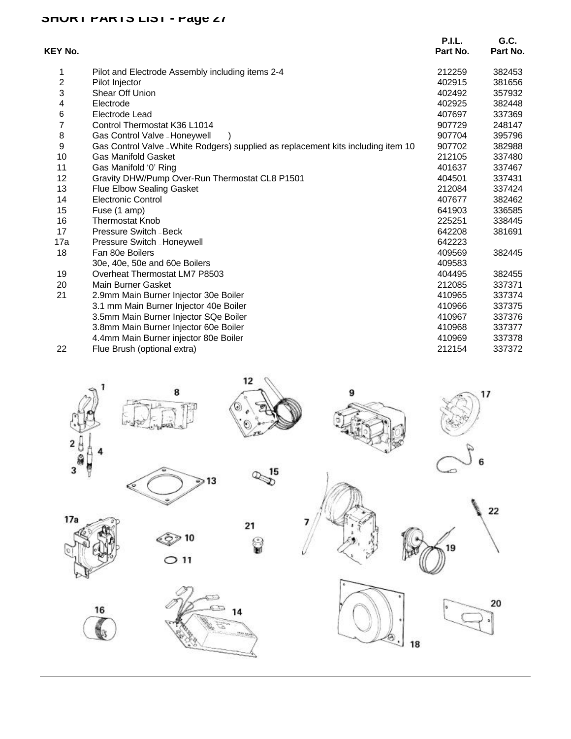# SHORT PARTS LIST - Page 27

| KEY No. | | P.I.L. Part No. | G.C. Part No. |
|---|---|---|---|
| 1 | Pilot and Electrode Assembly including items 2-4 | 212259 | 382453 |
| 2 | Pilot Injector | 402915 | 381656 |
| 3 | Shear Off Union | 402492 | 357932 |
| 4 | Electrode | 402925 | 382448 |
| 6 | Electrode Lead | 407697 | 337369 |
| 7 | Control Thermostat K36 L1014 | 907729 | 248147 |
| 8 | Gas Control Valve – Honeywell ) | 907704 | 395796 |
| 9 | Gas Control Valve – White Rodgers) supplied as replacement kits including item 10 | 907702 | 382988 |
| 10 | Gas Manifold Gasket | 212105 | 337480 |
| 11 | Gas Manifold '0' Ring | 401637 | 337467 |
| 12 | Gravity DHW/Pump Over-Run Thermostat CL8 P1501 | 404501 | 337431 |
| 13 | Flue Elbow Sealing Gasket | 212084 | 337424 |
| 14 | Electronic Control | 407677 | 382462 |
| 15 | Fuse (1 amp) | 641903 | 336585 |
| 16 | Thermostat Knob | 225251 | 338445 |
| 17 | Pressure Switch – Beck | 642208 | 381691 |
| 17a | Pressure Switch – Honeywell | 642223 | |
| 18 | Fan 80e Boilers | 409569 | 382445 |
| | 30e, 40e, 50e and 60e Boilers | 409583 | |
| 19 | Overheat Thermostat LM7 P8503 | 404495 | 382455 |
| 20 | Main Burner Gasket | 212085 | 337371 |
| 21 | 2.9mm Main Burner Injector 30e Boiler | 410965 | 337374 |
| | 3.1 mm Main Burner Injector 40e Boiler | 410966 | 337375 |
| | 3.5mm Main Burner Injector SQe Boiler | 410967 | 337376 |
| | 3.8mm Main Burner Injector 60e Boiler | 410968 | 337377 |
| | 4.4mm Main Burner injector 80e Boiler | 410969 | 337378 |
| 22 | Flue Brush (optional extra) | 212154 | 337372 |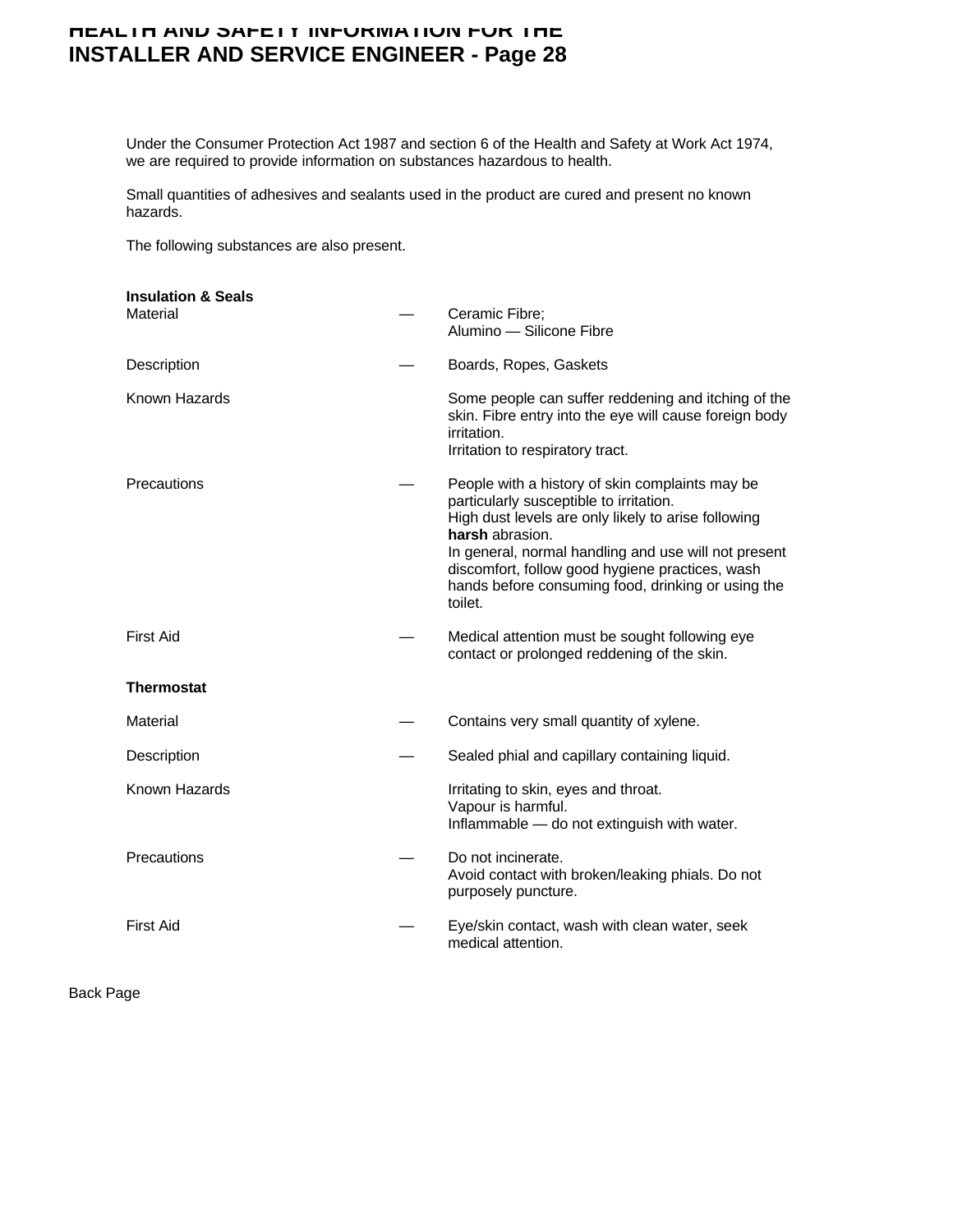# HEALTH AND SAFETY INFORMATION FOR THE INSTALLER AND SERVICE ENGINEER - Page 28

Under the Consumer Protection Act 1987 and section 6 of the Health and Safety at Work Act 1974, we are required to provide information on substances hazardous to health.

Small quantities of adhesives and sealants used in the product are cured and present no known hazards.

The following substances are also present.

**Insulation & Seals**

| | | |
|---|---|---|
| Material | — | Ceramic Fibre;<br>Alumino — Silicone Fibre |
| Description | — | Boards, Ropes, Gaskets |
| Known Hazards | | Some people can suffer reddening and itching of the skin. Fibre entry into the eye will cause foreign body irritation.<br>Irritation to respiratory tract. |
| Precautions | — | People with a history of skin complaints may be particularly susceptible to irritation.<br>High dust levels are only likely to arise following **harsh** abrasion.<br>In general, normal handling and use will not present discomfort, follow good hygiene practices, wash hands before consuming food, drinking or using the toilet. |
| First Aid | — | Medical attention must be sought following eye contact or prolonged reddening of the skin. |

**Thermostat**

| | | |
|---|---|---|
| Material | — | Contains very small quantity of xylene. |
| Description | — | Sealed phial and capillary containing liquid. |
| Known Hazards | | Irritating to skin, eyes and throat.<br>Vapour is harmful.<br>Inflammable — do not extinguish with water. |
| Precautions | — | Do not incinerate.<br>Avoid contact with broken/leaking phials. Do not purposely puncture. |
| First Aid | — | Eye/skin contact, wash with clean water, seek medical attention. |

Back Page